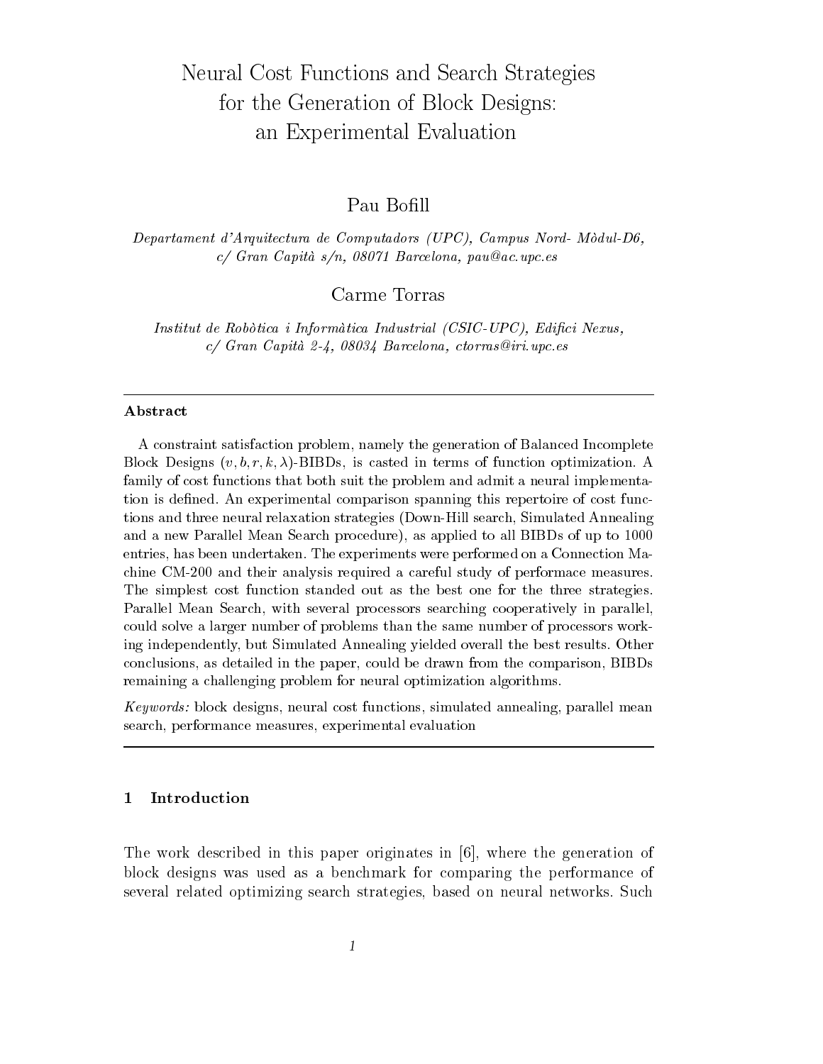# Neural Cost Functions and Search Strategies for the Generation of Block Designs: an Experimental Evaluation

Pau Bofill

*Departament d'Arquitectura de Computadors (UPC), Campus Nord- Mòdul-D6, c/ Gran Capità s/n, 08071 Barcelona, pau@ac.upc.es*

Carme Torras

*Institut de Robòtica i Informàtica Industrial (CSIC-UPC), Edifici Nexus, c/ Gran Capità 2-4, 08034 Barcelona, ctorras@iri.upc.es*

---

**Abstract**

A constraint satisfaction problem, namely the generation of Balanced Incomplete Block Designs $(v, b, r, k, \lambda)$-BIBDs, is casted in terms of function optimization. A family of cost functions that both suit the problem and admit a neural implementation is defined. An experimental comparison spanning this repertoire of cost functions and three neural relaxation strategies (Down-Hill search, Simulated Annealing and a new Parallel Mean Search procedure), as applied to all BIBDs of up to 1000 entries, has been undertaken. The experiments were performed on a Connection Machine CM-200 and their analysis required a careful study of performace measures. The simplest cost function standed out as the best one for the three strategies. Parallel Mean Search, with several processors searching cooperatively in parallel, could solve a larger number of problems than the same number of processors working independently, but Simulated Annealing yielded overall the best results. Other conclusions, as detailed in the paper, could be drawn from the comparison, BIBDs remaining a challenging problem for neural optimization algorithms.

*Keywords:* block designs, neural cost functions, simulated annealing, parallel mean search, performance measures, experimental evaluation

---

## 1 Introduction

The work described in this paper originates in [6], where the generation of block designs was used as a benchmark for comparing the performance of several related optimizing search strategies, based on neural networks. Such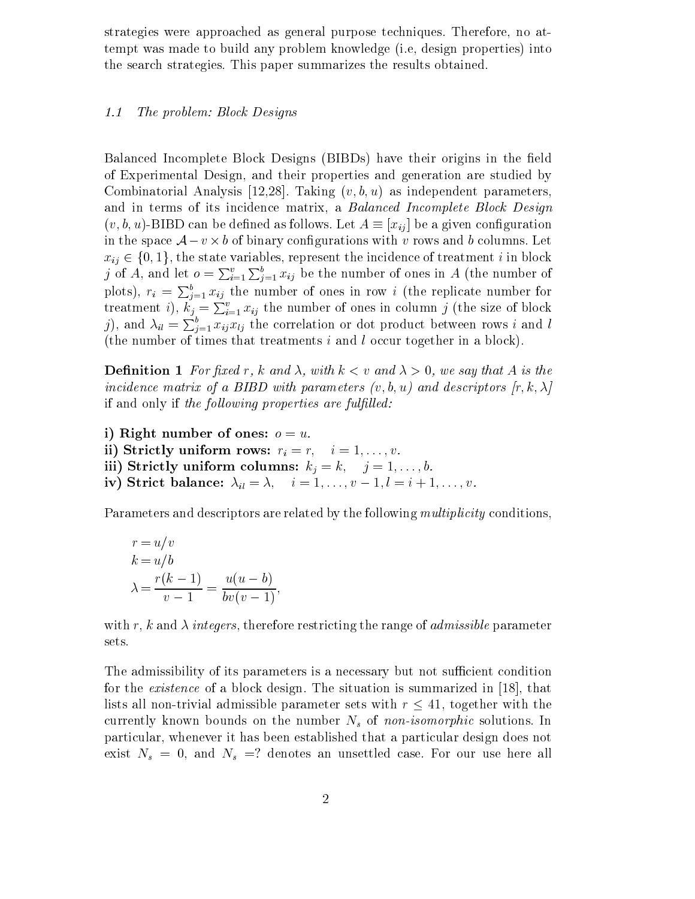strategies were approached as general purpose techniques. Therefore, no attempt was made to build any problem knowledge (i.e, design properties) into the search strategies. This paper summarizes the results obtained.

### 1.1 The problem: Block Designs

Balanced Incomplete Block Designs (BIBDs) have their origins in the field of Experimental Design, and their properties and generation are studied by Combinatorial Analysis [12,28]. Taking $(v, b, u)$ as independent parameters, and in terms of its incidence matrix, a *Balanced Incomplete Block Design* $(v, b, u)$-BIBD can be defined as follows. Let $A \equiv [x_{ij}]$ be a given configuration in the space $\mathcal{A} - v \times b$ of binary configurations with $v$ rows and $b$ columns. Let $x_{ij} \in \{0, 1\}$, the state variables, represent the incidence of treatment $i$ in block $j$ of $A$, and let $o = \sum_{i=1}^{v} \sum_{j=1}^{b} x_{ij}$ be the number of ones in $A$ (the number of plots), $r_i = \sum_{j=1}^{b} x_{ij}$ the number of ones in row $i$ (the replicate number for treatment $i$), $k_j = \sum_{i=1}^{v} x_{ij}$ the number of ones in column $j$ (the size of block $j$), and $\lambda_{il} = \sum_{j=1}^{b} x_{ij} x_{lj}$ the correlation or dot product between rows $i$ and $l$ (the number of times that treatments $i$ and $l$ occur together in a block).

**Definition 1** *For fixed $r$, $k$ and $\lambda$, with $k < v$ and $\lambda > 0$, we say that $A$ is the incidence matrix of a BIBD with parameters $(v, b, u)$ and descriptors $[r, k, \lambda]$* if and only if *the following properties are fulfilled:*

**i) Right number of ones:** $o = u$.
**ii) Strictly uniform rows:** $r_i = r, \quad i = 1, \ldots, v$.
**iii) Strictly uniform columns:** $k_j = k, \quad j = 1, \ldots, b$.
**iv) Strict balance:** $\lambda_{il} = \lambda, \quad i = 1, \ldots, v-1, l = i+1, \ldots, v$.

Parameters and descriptors are related by the following *multiplicity* conditions,

$$
\begin{aligned}
r &= u/v \\
k &= u/b \\
\lambda &= \frac{r(k-1)}{v-1} = \frac{u(u-b)}{bv(v-1)},
\end{aligned}
$$

with $r$, $k$ and $\lambda$ *integers*, therefore restricting the range of *admissible* parameter sets.

The admissibility of its parameters is a necessary but not sufficient condition for the *existence* of a block design. The situation is summarized in [18], that lists all non-trivial admissible parameter sets with $r \leq 41$, together with the currently known bounds on the number $N_s$ of *non-isomorphic* solutions. In particular, whenever it has been established that a particular design does not exist $N_s = 0$, and $N_s = ?$ denotes an unsettled case. For our use here all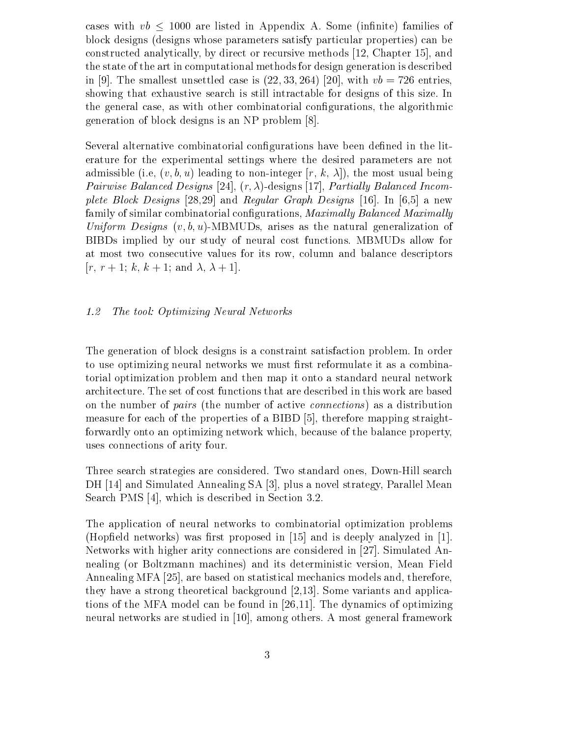cases with $vb \leq 1000$ are listed in Appendix A. Some (infinite) families of block designs (designs whose parameters satisfy particular properties) can be constructed analytically, by direct or recursive methods [12, Chapter 15], and the state of the art in computational methods for design generation is described in [9]. The smallest unsettled case is $(22, 33, 264)$ [20], with $vb = 726$ entries, showing that exhaustive search is still intractable for designs of this size. In the general case, as with other combinatorial configurations, the algorithmic generation of block designs is an NP problem [8].

Several alternative combinatorial configurations have been defined in the literature for the experimental settings where the desired parameters are not admissible (i.e, $(v, b, u)$ leading to non-integer $[r, k, \lambda]$), the most usual being *Pairwise Balanced Designs* [24], $(r, \lambda)$-designs [17], *Partially Balanced Incomplete Block Designs* [28,29] and *Regular Graph Designs* [16]. In [6,5] a new family of similar combinatorial configurations, *Maximally Balanced Maximally Uniform Designs* $(v, b, u)$-MBMUDs, arises as the natural generalization of BIBDs implied by our study of neural cost functions. MBMUDs allow for at most two consecutive values for its row, column and balance descriptors $[r,\ r+1;\ k,\ k+1;$ and $\lambda,\ \lambda+1]$.

### 1.2 The tool: Optimizing Neural Networks

The generation of block designs is a constraint satisfaction problem. In order to use optimizing neural networks we must first reformulate it as a combinatorial optimization problem and then map it onto a standard neural network architecture. The set of cost functions that are described in this work are based on the number of *pairs* (the number of active *connections*) as a distribution measure for each of the properties of a BIBD [5], therefore mapping straightforwardly onto an optimizing network which, because of the balance property, uses connections of arity four.

Three search strategies are considered. Two standard ones, Down-Hill search DH [14] and Simulated Annealing SA [3], plus a novel strategy, Parallel Mean Search PMS [4], which is described in Section 3.2.

The application of neural networks to combinatorial optimization problems (Hopfield networks) was first proposed in [15] and is deeply analyzed in [1]. Networks with higher arity connections are considered in [27]. Simulated Annealing (or Boltzmann machines) and its deterministic version, Mean Field Annealing MFA [25], are based on statistical mechanics models and, therefore, they have a strong theoretical background [2,13]. Some variants and applications of the MFA model can be found in [26,11]. The dynamics of optimizing neural networks are studied in [10], among others. A most general framework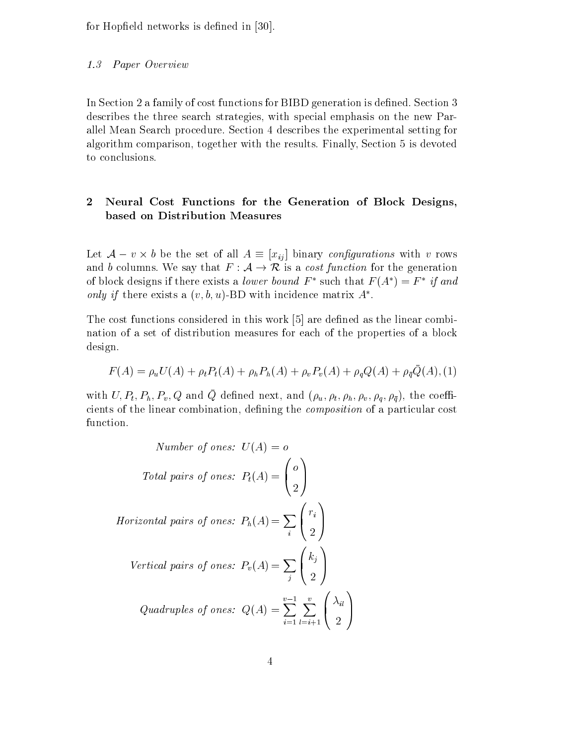for Hopfield networks is defined in [30].

### 1.3 Paper Overview

In Section 2 a family of cost functions for BIBD generation is defined. Section 3 describes the three search strategies, with special emphasis on the new Parallel Mean Search procedure. Section 4 describes the experimental setting for algorithm comparison, together with the results. Finally, Section 5 is devoted to conclusions.

## 2 Neural Cost Functions for the Generation of Block Designs, based on Distribution Measures

Let $\mathcal{A} - v \times b$ be the set of all $A \equiv [x_{ij}]$ binary *configurations* with $v$ rows and $b$ columns. We say that $F : \mathcal{A} \to \mathcal{R}$ is a *cost function* for the generation of block designs if there exists a *lower bound* $F^*$ such that $F(A^*) = F^*$ *if and only if* there exists a $(v, b, u)$-BD with incidence matrix $A^*$.

The cost functions considered in this work [5] are defined as the linear combination of a set of distribution measures for each of the properties of a block design.

$$F(A) = \rho_u U(A) + \rho_t P_t(A) + \rho_h P_h(A) + \rho_v P_v(A) + \rho_q Q(A) + \rho_{\bar{q}} \bar{Q}(A), \quad (1)$$

with $U, P_t, P_h, P_v, Q$ and $\bar{Q}$ defined next, and $(\rho_u, \rho_t, \rho_h, \rho_v, \rho_q, \rho_{\bar{q}})$, the coefficients of the linear combination, defining the *composition* of a particular cost function.

$$\textit{Number of ones:}\ U(A) = o$$

$$\textit{Total pairs of ones:}\ P_t(A) = \binom{o}{2}$$

$$\textit{Horizontal pairs of ones:}\ P_h(A) = \sum_i \binom{r_i}{2}$$

$$\textit{Vertical pairs of ones:}\ P_v(A) = \sum_j \binom{k_j}{2}$$

$$\textit{Quadruples of ones:}\ Q(A) = \sum_{i=1}^{v-1} \sum_{l=i+1}^{v} \binom{\lambda_{il}}{2}$$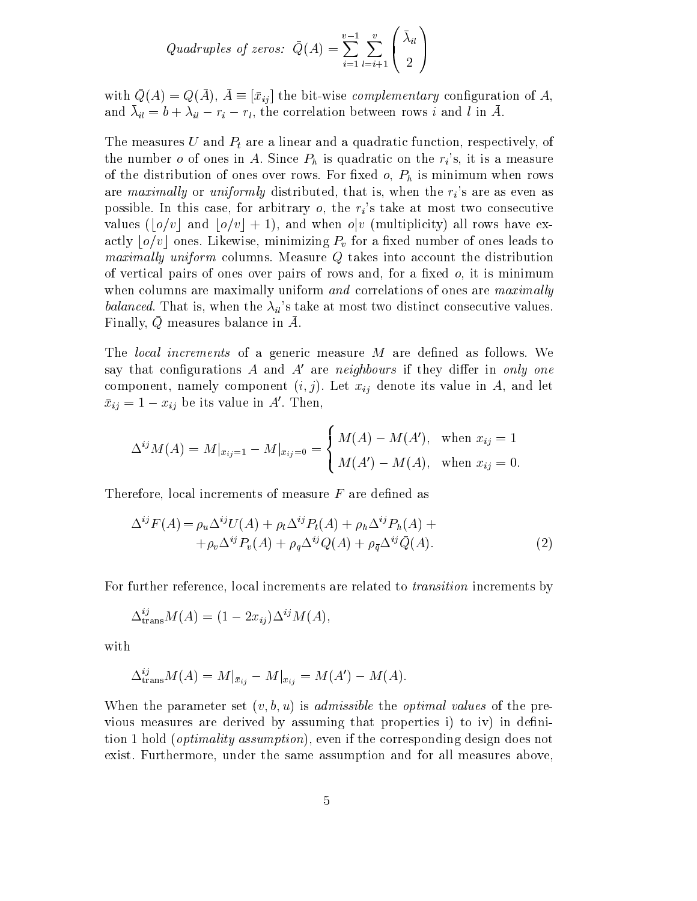*Quadruples of zeros:* $\bar{Q}(A) = \sum_{i=1}^{v-1} \sum_{l=i+1}^{v} \binom{\bar{\lambda}_{il}}{2}$

with $\bar{Q}(A) = Q(\bar{A})$, $\bar{A} \equiv [\bar{x}_{ij}]$ the bit-wise *complementary* configuration of $A$, and $\bar{\lambda}_{il} = b + \lambda_{il} - r_i - r_l$, the correlation between rows $i$ and $l$ in $\bar{A}$.

The measures $U$ and $P_t$ are a linear and a quadratic function, respectively, of the number $o$ of ones in $A$. Since $P_h$ is quadratic on the $r_i$'s, it is a measure of the distribution of ones over rows. For fixed $o$, $P_h$ is minimum when rows are *maximally* or *uniformly* distributed, that is, when the $r_i$'s are as even as possible. In this case, for arbitrary $o$, the $r_i$'s take at most two consecutive values ($\lfloor o/v \rfloor$ and $\lfloor o/v \rfloor + 1$), and when $o|v$ (multiplicity) all rows have exactly $\lfloor o/v \rfloor$ ones. Likewise, minimizing $P_v$ for a fixed number of ones leads to *maximally uniform* columns. Measure $Q$ takes into account the distribution of vertical pairs of ones over pairs of rows and, for a fixed $o$, it is minimum when columns are maximally uniform *and* correlations of ones are *maximally balanced*. That is, when the $\lambda_{il}$'s take at most two distinct consecutive values. Finally, $\bar{Q}$ measures balance in $\bar{A}$.

The *local increments* of a generic measure $M$ are defined as follows. We say that configurations $A$ and $A'$ are *neighbours* if they differ in *only one* component, namely component $(i, j)$. Let $x_{ij}$ denote its value in $A$, and let $\bar{x}_{ij} = 1 - x_{ij}$ be its value in $A'$. Then,

$$\Delta^{ij} M(A) = M|_{x_{ij}=1} - M|_{x_{ij}=0} = \begin{cases} M(A) - M(A'), & \text{when } x_{ij} = 1 \\ M(A') - M(A), & \text{when } x_{ij} = 0. \end{cases}$$

Therefore, local increments of measure $F$ are defined as

$$\Delta^{ij} F(A) = \rho_u \Delta^{ij} U(A) + \rho_t \Delta^{ij} P_t(A) + \rho_h \Delta^{ij} P_h(A) + \\ + \rho_v \Delta^{ij} P_v(A) + \rho_q \Delta^{ij} Q(A) + \rho_{\bar{q}} \Delta^{ij} \bar{Q}(A). \quad (2)$$

For further reference, local increments are related to *transition* increments by

$$\Delta^{ij}_{\text{trans}} M(A) = (1 - 2x_{ij}) \Delta^{ij} M(A),$$

with

$$\Delta^{ij}_{\text{trans}} M(A) = M|_{\bar{x}_{ij}} - M|_{x_{ij}} = M(A') - M(A).$$

When the parameter set $(v, b, u)$ is *admissible* the *optimal values* of the previous measures are derived by assuming that properties i) to iv) in definition 1 hold (*optimality assumption*), even if the corresponding design does not exist. Furthermore, under the same assumption and for all measures above,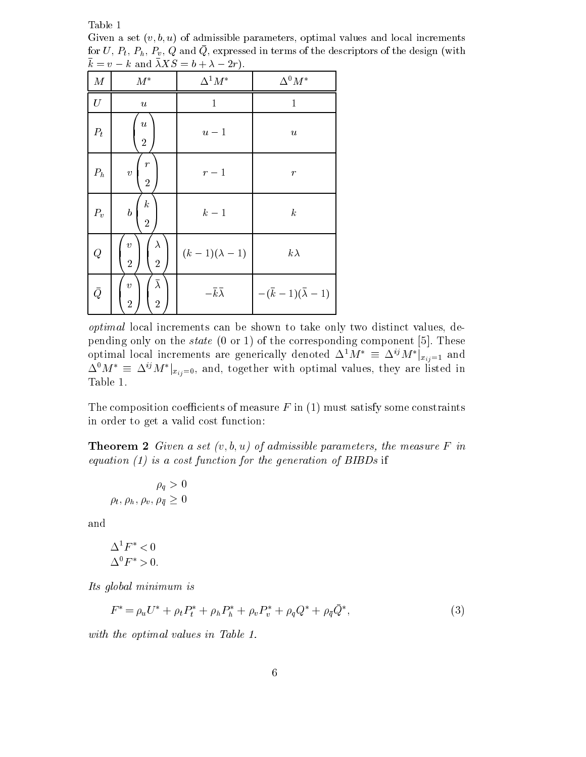Table 1

Given a set $(v, b, u)$ of admissible parameters, optimal values and local increments for $U$, $P_t$, $P_h$, $P_v$, $Q$ and $\bar{Q}$, expressed in terms of the descriptors of the design (with $\bar{k} = v - k$ and $\bar{\lambda} XS = b + \lambda - 2r$).

| $M$ | $M^*$ | $\Delta^1 M^*$ | $\Delta^0 M^*$ |
|---|---|---|---|
| $U$ | $u$ | $1$ | $1$ |
| $P_t$ | $\binom{u}{2}$ | $u - 1$ | $u$ |
| $P_h$ | $v \binom{r}{2}$ | $r - 1$ | $r$ |
| $P_v$ | $b \binom{k}{2}$ | $k - 1$ | $k$ |
| $Q$ | $\binom{v}{2} \binom{\lambda}{2}$ | $(k-1)(\lambda-1)$ | $k\lambda$ |
| $\bar{Q}$ | $\binom{v}{2} \binom{\bar{\lambda}}{2}$ | $-\bar{k}\bar{\lambda}$ | $-(\bar{k}-1)(\bar{\lambda}-1)$ |

*optimal* local increments can be shown to take only two distinct values, depending only on the *state* (0 or 1) of the corresponding component [5]. These optimal local increments are generically denoted $\Delta^1 M^* \equiv \Delta^{ij} M^*|_{x_{ij}=1}$ and $\Delta^0 M^* \equiv \Delta^{ij} M^*|_{x_{ij}=0}$, and, together with optimal values, they are listed in Table 1.

The composition coefficients of measure $F$ in (1) must satisfy some constraints in order to get a valid cost function:

**Theorem 2** *Given a set $(v, b, u)$ of admissible parameters, the measure $F$ in equation (1) is a cost function for the generation of BIBDs* if

$$\rho_q > 0$$
$$\rho_t, \rho_h, \rho_v, \rho_{\bar{q}} \geq 0$$

and

$$\Delta^1 F^* < 0$$
$$\Delta^0 F^* > 0.$$

*Its global minimum is*

$$F^* = \rho_u U^* + \rho_t P_t^* + \rho_h P_h^* + \rho_v P_v^* + \rho_q Q^* + \rho_{\bar{q}} \bar{Q}^*, \tag{3}$$

*with the optimal values in Table 1.*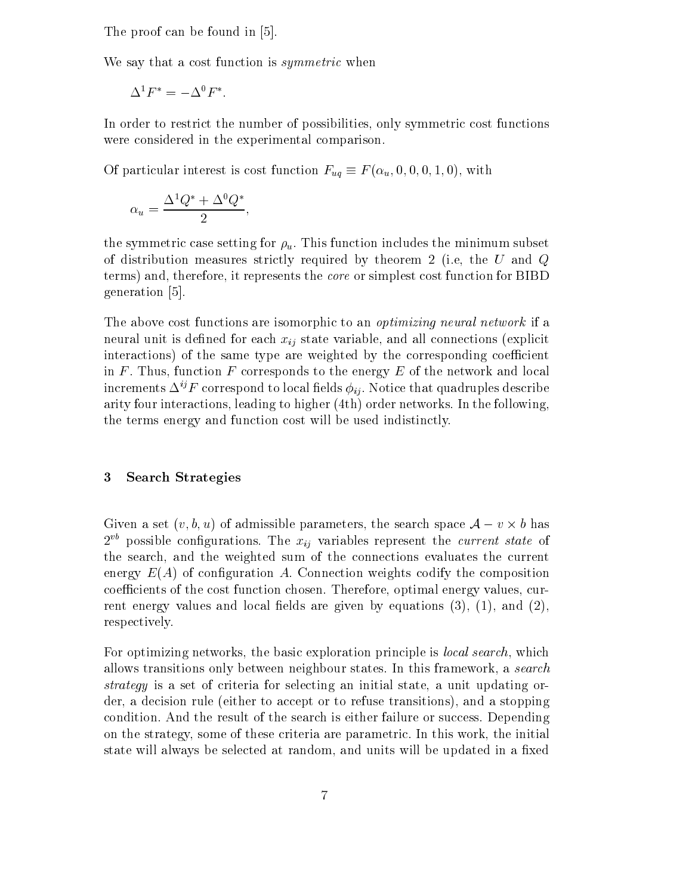The proof can be found in [5].

We say that a cost function is *symmetric* when

$$\Delta^1 F^* = -\Delta^0 F^*.$$

In order to restrict the number of possibilities, only symmetric cost functions were considered in the experimental comparison.

Of particular interest is cost function $F_{uq} \equiv F(\alpha_u, 0, 0, 0, 1, 0)$, with

$$\alpha_u = \frac{\Delta^1 Q^* + \Delta^0 Q^*}{2},$$

the symmetric case setting for $\rho_u$. This function includes the minimum subset of distribution measures strictly required by theorem 2 (i.e, the $U$ and $Q$ terms) and, therefore, it represents the *core* or simplest cost function for BIBD generation [5].

The above cost functions are isomorphic to an *optimizing neural network* if a neural unit is defined for each $x_{ij}$ state variable, and all connections (explicit interactions) of the same type are weighted by the corresponding coefficient in $F$. Thus, function $F$ corresponds to the energy $E$ of the network and local increments $\Delta^{ij} F$ correspond to local fields $\phi_{ij}$. Notice that quadruples describe arity four interactions, leading to higher (4th) order networks. In the following, the terms energy and function cost will be used indistinctly.

## 3 Search Strategies

Given a set $(v, b, u)$ of admissible parameters, the search space $\mathcal{A} - v \times b$ has $2^{vb}$ possible configurations. The $x_{ij}$ variables represent the *current state* of the search, and the weighted sum of the connections evaluates the current energy $E(A)$ of configuration $A$. Connection weights codify the composition coefficients of the cost function chosen. Therefore, optimal energy values, current energy values and local fields are given by equations (3), (1), and (2), respectively.

For optimizing networks, the basic exploration principle is *local search*, which allows transitions only between neighbour states. In this framework, a *search strategy* is a set of criteria for selecting an initial state, a unit updating order, a decision rule (either to accept or to refuse transitions), and a stopping condition. And the result of the search is either failure or success. Depending on the strategy, some of these criteria are parametric. In this work, the initial state will always be selected at random, and units will be updated in a fixed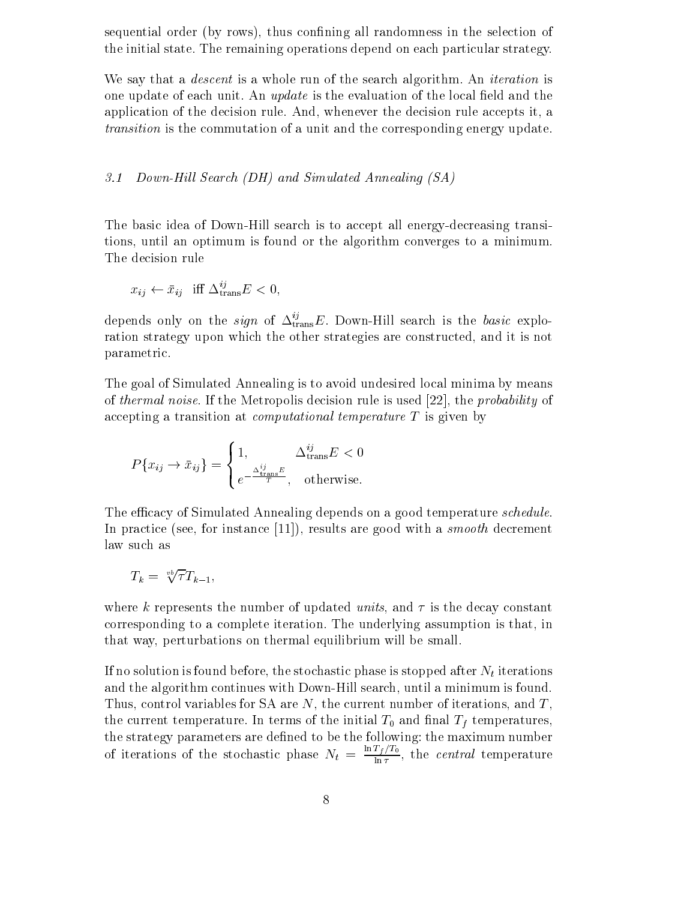sequential order (by rows), thus confining all randomness in the selection of the initial state. The remaining operations depend on each particular strategy.

We say that a *descent* is a whole run of the search algorithm. An *iteration* is one update of each unit. An *update* is the evaluation of the local field and the application of the decision rule. And, whenever the decision rule accepts it, a *transition* is the commutation of a unit and the corresponding energy update.

### 3.1 Down-Hill Search (DH) and Simulated Annealing (SA)

The basic idea of Down-Hill search is to accept all energy-decreasing transitions, until an optimum is found or the algorithm converges to a minimum. The decision rule

$$x_{ij} \leftarrow \bar{x}_{ij} \quad \text{iff } \Delta^{ij}_{\text{trans}} E < 0,$$

depends only on the *sign* of $\Delta^{ij}_{\text{trans}} E$. Down-Hill search is the *basic* exploration strategy upon which the other strategies are constructed, and it is not parametric.

The goal of Simulated Annealing is to avoid undesired local minima by means of *thermal noise*. If the Metropolis decision rule is used [22], the *probability* of accepting a transition at *computational temperature* $T$ is given by

$$P\{x_{ij} \rightarrow \bar{x}_{ij}\} = \begin{cases} 1, & \Delta^{ij}_{\text{trans}} E < 0 \\ e^{-\frac{\Delta^{ij}_{\text{trans}} E}{T}}, & \text{otherwise.} \end{cases}$$

The efficacy of Simulated Annealing depends on a good temperature *schedule*. In practice (see, for instance [11]), results are good with a *smooth* decrement law such as

$$T_k = \sqrt[vb]{\tau}\, T_{k-1},$$

where $k$ represents the number of updated *units*, and $\tau$ is the decay constant corresponding to a complete iteration. The underlying assumption is that, in that way, perturbations on thermal equilibrium will be small.

If no solution is found before, the stochastic phase is stopped after $N_t$ iterations and the algorithm continues with Down-Hill search, until a minimum is found. Thus, control variables for SA are $N$, the current number of iterations, and $T$, the current temperature. In terms of the initial $T_0$ and final $T_f$ temperatures, the strategy parameters are defined to be the following: the maximum number of iterations of the stochastic phase $N_t = \frac{\ln T_f/T_0}{\ln \tau}$, the *central* temperature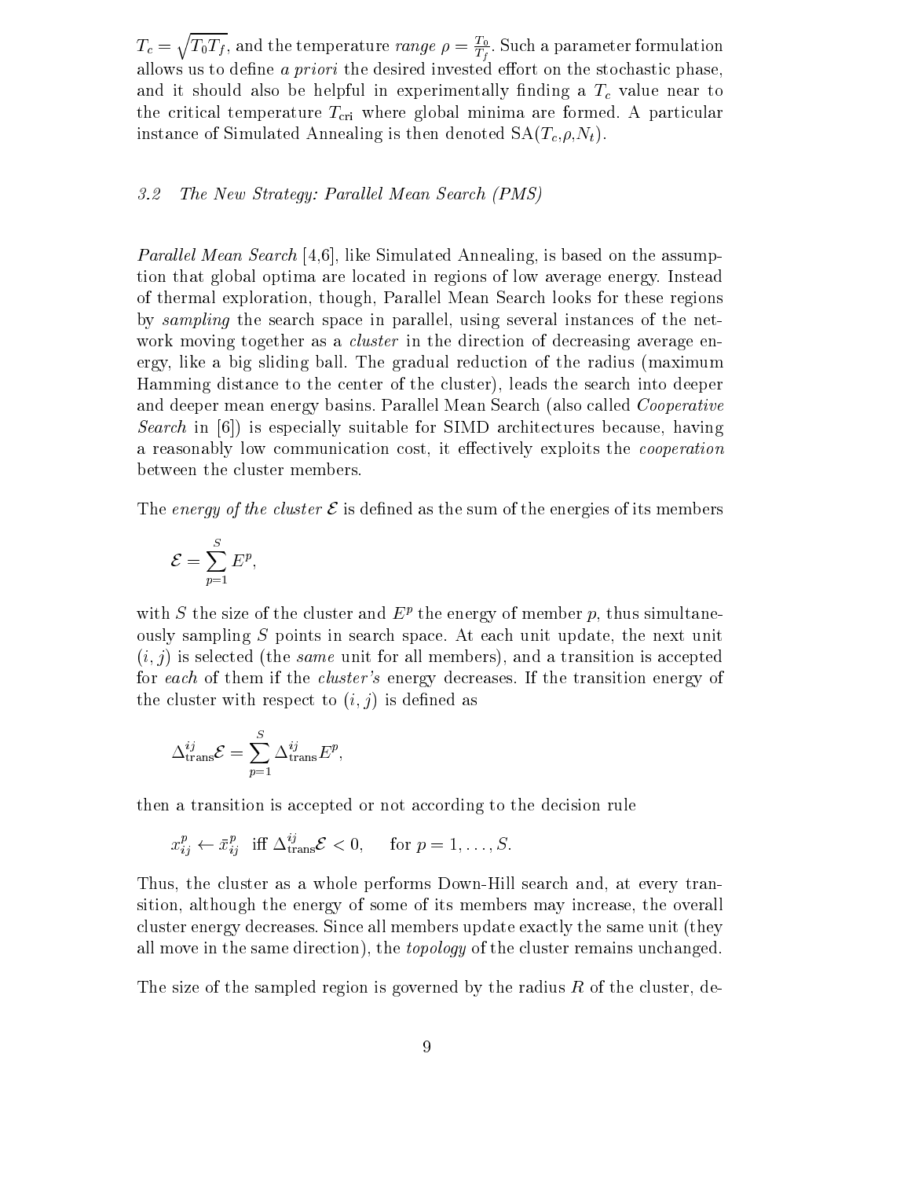$T_c = \sqrt{T_0 T_f}$, and the temperature *range* $\rho = \frac{T_0}{T_f}$. Such a parameter formulation allows us to define *a priori* the desired invested effort on the stochastic phase, and it should also be helpful in experimentally finding a $T_c$ value near to the critical temperature $T_{\text{cri}}$ where global minima are formed. A particular instance of Simulated Annealing is then denoted SA($T_c$,$\rho$,$N_t$).

### *3.2 The New Strategy: Parallel Mean Search (PMS)*

*Parallel Mean Search* [4,6], like Simulated Annealing, is based on the assumption that global optima are located in regions of low average energy. Instead of thermal exploration, though, Parallel Mean Search looks for these regions by *sampling* the search space in parallel, using several instances of the network moving together as a *cluster* in the direction of decreasing average energy, like a big sliding ball. The gradual reduction of the radius (maximum Hamming distance to the center of the cluster), leads the search into deeper and deeper mean energy basins. Parallel Mean Search (also called *Cooperative Search* in [6]) is especially suitable for SIMD architectures because, having a reasonably low communication cost, it effectively exploits the *cooperation* between the cluster members.

The *energy of the cluster* $\mathcal{E}$ is defined as the sum of the energies of its members

$$\mathcal{E} = \sum_{p=1}^{S} E^p,$$

with $S$ the size of the cluster and $E^p$ the energy of member $p$, thus simultaneously sampling $S$ points in search space. At each unit update, the next unit $(i, j)$ is selected (the *same* unit for all members), and a transition is accepted for *each* of them if the *cluster's* energy decreases. If the transition energy of the cluster with respect to $(i, j)$ is defined as

$$\Delta^{ij}_{\text{trans}}\mathcal{E} = \sum_{p=1}^{S} \Delta^{ij}_{\text{trans}} E^p,$$

then a transition is accepted or not according to the decision rule

$$x^p_{ij} \leftarrow \bar{x}^p_{ij} \quad \text{iff } \Delta^{ij}_{\text{trans}}\mathcal{E} < 0, \qquad \text{for } p = 1, \ldots, S.$$

Thus, the cluster as a whole performs Down-Hill search and, at every transition, although the energy of some of its members may increase, the overall cluster energy decreases. Since all members update exactly the same unit (they all move in the same direction), the *topology* of the cluster remains unchanged.

The size of the sampled region is governed by the radius $R$ of the cluster, de-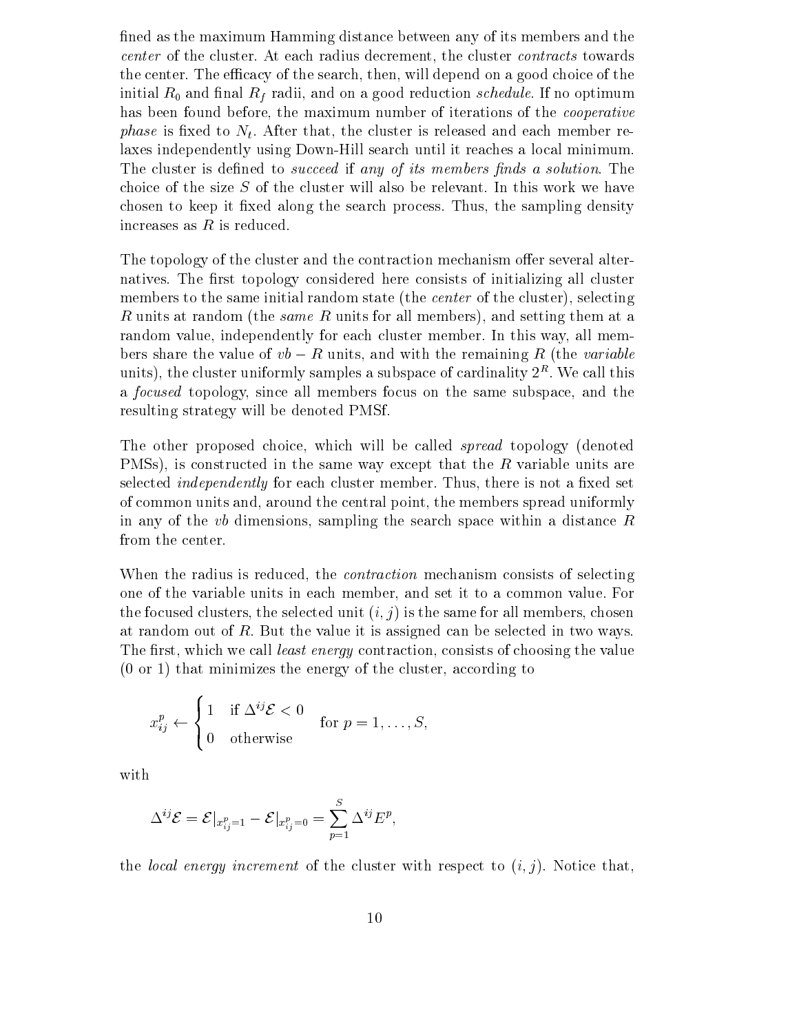fined as the maximum Hamming distance between any of its members and the *center* of the cluster. At each radius decrement, the cluster *contracts* towards the center. The efficacy of the search, then, will depend on a good choice of the initial $R_0$ and final $R_f$ radii, and on a good reduction *schedule*. If no optimum has been found before, the maximum number of iterations of the *cooperative phase* is fixed to $N_t$. After that, the cluster is released and each member relaxes independently using Down-Hill search until it reaches a local minimum. The cluster is defined to *succeed* if *any of its members finds a solution*. The choice of the size $S$ of the cluster will also be relevant. In this work we have chosen to keep it fixed along the search process. Thus, the sampling density increases as $R$ is reduced.

The topology of the cluster and the contraction mechanism offer several alternatives. The first topology considered here consists of initializing all cluster members to the same initial random state (the *center* of the cluster), selecting $R$ units at random (the *same* $R$ units for all members), and setting them at a random value, independently for each cluster member. In this way, all members share the value of $vb - R$ units, and with the remaining $R$ (the *variable* units), the cluster uniformly samples a subspace of cardinality $2^R$. We call this a *focused* topology, since all members focus on the same subspace, and the resulting strategy will be denoted PMSf.

The other proposed choice, which will be called *spread* topology (denoted PMSs), is constructed in the same way except that the $R$ variable units are selected *independently* for each cluster member. Thus, there is not a fixed set of common units and, around the central point, the members spread uniformly in any of the $vb$ dimensions, sampling the search space within a distance $R$ from the center.

When the radius is reduced, the *contraction* mechanism consists of selecting one of the variable units in each member, and set it to a common value. For the focused clusters, the selected unit $(i, j)$ is the same for all members, chosen at random out of $R$. But the value it is assigned can be selected in two ways. The first, which we call *least energy* contraction, consists of choosing the value (0 or 1) that minimizes the energy of the cluster, according to

$$x_{ij}^p \leftarrow \begin{cases} 1 & \text{if } \Delta^{ij}\mathcal{E} < 0 \\ 0 & \text{otherwise} \end{cases} \quad \text{for } p = 1, \ldots, S,$$

with

$$\Delta^{ij}\mathcal{E} = \mathcal{E}|_{x_{ij}^p=1} - \mathcal{E}|_{x_{ij}^p=0} = \sum_{p=1}^{S} \Delta^{ij} E^p,$$

the *local energy increment* of the cluster with respect to $(i, j)$. Notice that,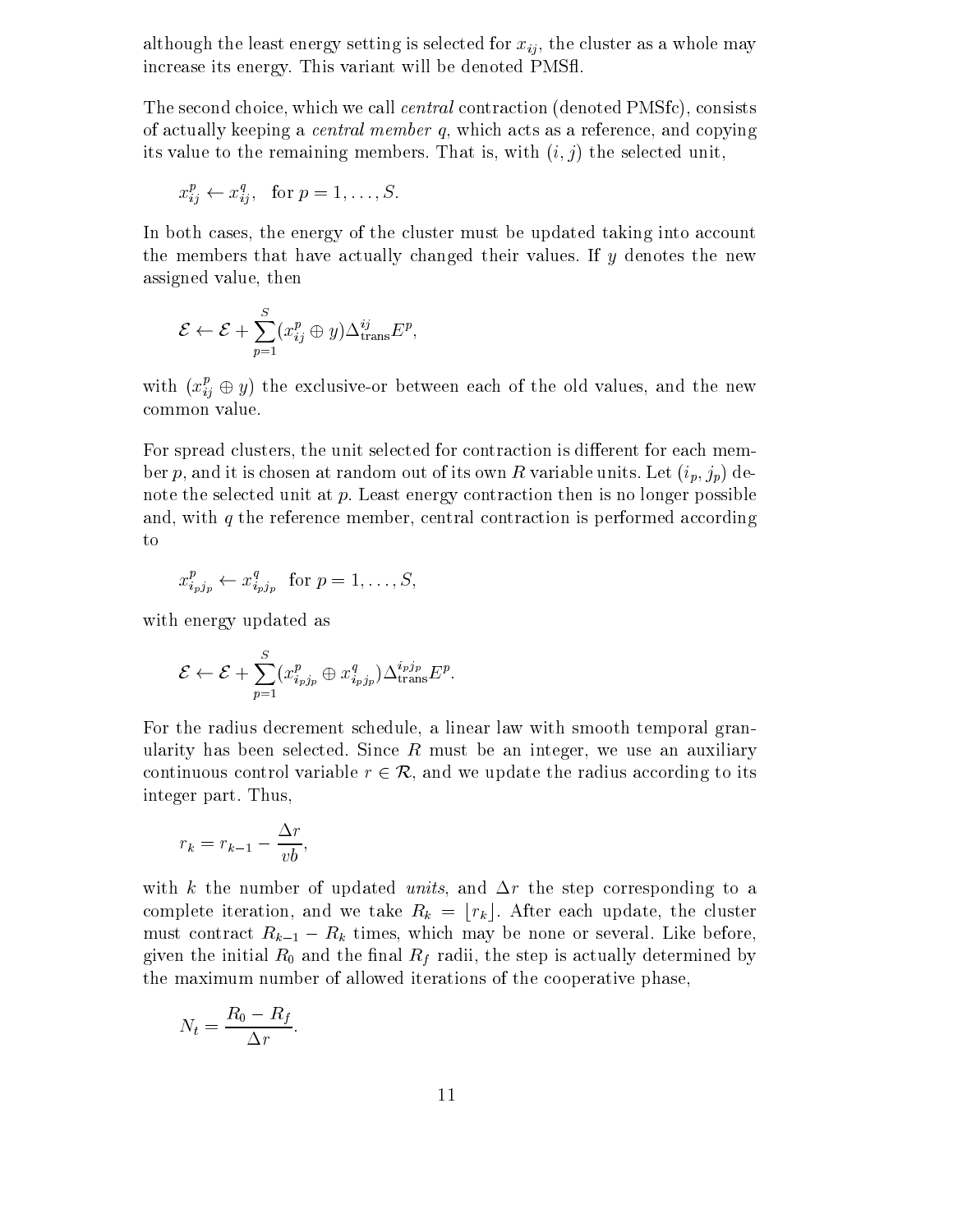although the least energy setting is selected for $x_{ij}$, the cluster as a whole may increase its energy. This variant will be denoted PMSfl.

The second choice, which we call *central* contraction (denoted PMSfc), consists of actually keeping a *central member* $q$, which acts as a reference, and copying its value to the remaining members. That is, with $(i, j)$ the selected unit,

$$x_{ij}^p \leftarrow x_{ij}^q, \quad \text{for } p = 1, \ldots, S.$$

In both cases, the energy of the cluster must be updated taking into account the members that have actually changed their values. If $y$ denotes the new assigned value, then

$$\mathcal{E} \leftarrow \mathcal{E} + \sum_{p=1}^{S} (x_{ij}^p \oplus y) \Delta_{\text{trans}}^{ij} E^p,$$

with $(x_{ij}^p \oplus y)$ the exclusive-or between each of the old values, and the new common value.

For spread clusters, the unit selected for contraction is different for each member $p$, and it is chosen at random out of its own $R$ variable units. Let $(i_p, j_p)$ denote the selected unit at $p$. Least energy contraction then is no longer possible and, with $q$ the reference member, central contraction is performed according to

$$x_{i_p j_p}^p \leftarrow x_{i_p j_p}^q \quad \text{for } p = 1, \ldots, S,$$

with energy updated as

$$\mathcal{E} \leftarrow \mathcal{E} + \sum_{p=1}^{S} (x_{i_p j_p}^p \oplus x_{i_p j_p}^q) \Delta_{\text{trans}}^{i_p j_p} E^p.$$

For the radius decrement schedule, a linear law with smooth temporal granularity has been selected. Since $R$ must be an integer, we use an auxiliary continuous control variable $r \in \mathcal{R}$, and we update the radius according to its integer part. Thus,

$$r_k = r_{k-1} - \frac{\Delta r}{vb},$$

with $k$ the number of updated *units*, and $\Delta r$ the step corresponding to a complete iteration, and we take $R_k = \lfloor r_k \rfloor$. After each update, the cluster must contract $R_{k-1} - R_k$ times, which may be none or several. Like before, given the initial $R_0$ and the final $R_f$ radii, the step is actually determined by the maximum number of allowed iterations of the cooperative phase,

$$N_t = \frac{R_0 - R_f}{\Delta r}.$$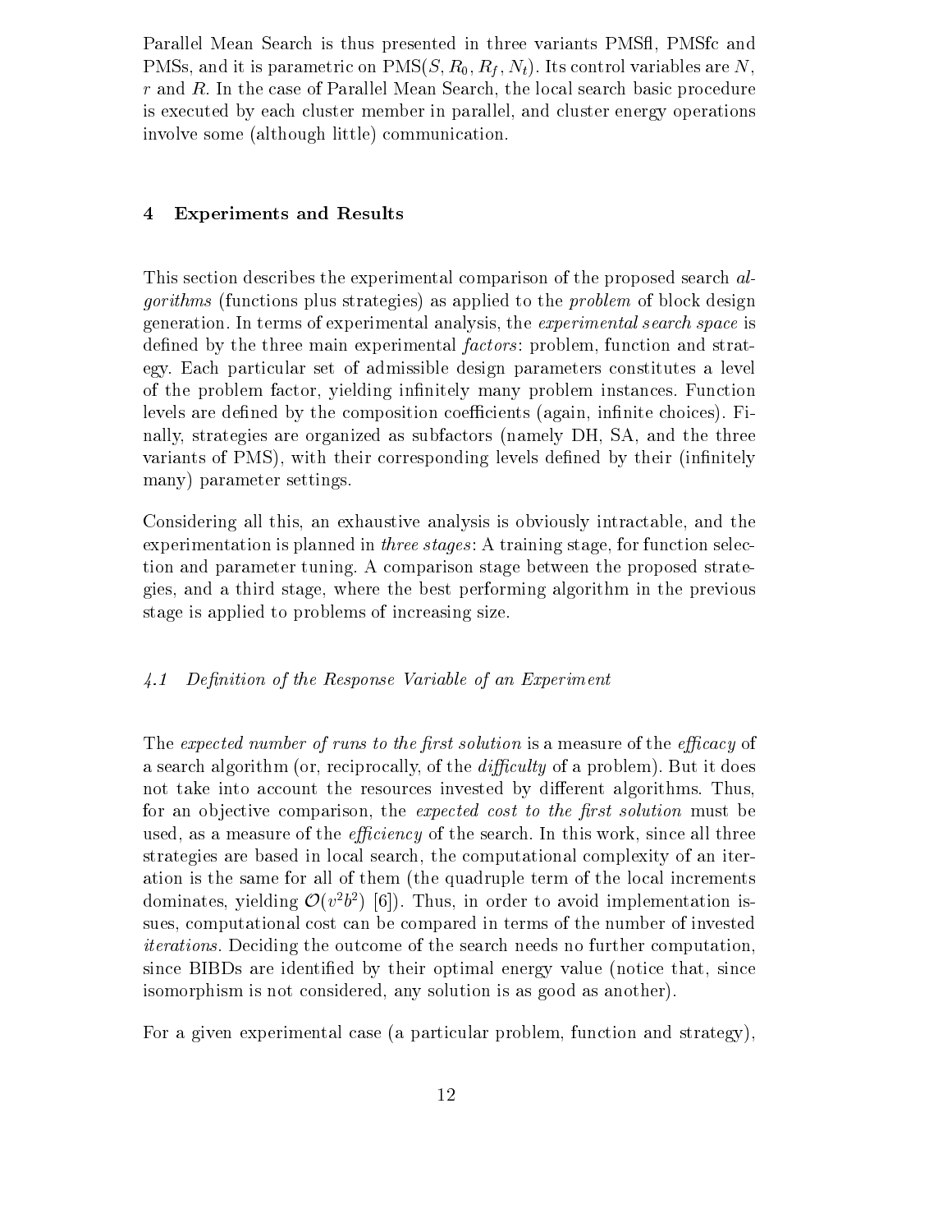Parallel Mean Search is thus presented in three variants PMSfl, PMSfc and PMSs, and it is parametric on PMS($S$, $R_0$, $R_f$, $N_t$). Its control variables are $N$, $r$ and $R$. In the case of Parallel Mean Search, the local search basic procedure is executed by each cluster member in parallel, and cluster energy operations involve some (although little) communication.

## 4 Experiments and Results

This section describes the experimental comparison of the proposed search *algorithms* (functions plus strategies) as applied to the *problem* of block design generation. In terms of experimental analysis, the *experimental search space* is defined by the three main experimental *factors*: problem, function and strategy. Each particular set of admissible design parameters constitutes a level of the problem factor, yielding infinitely many problem instances. Function levels are defined by the composition coefficients (again, infinite choices). Finally, strategies are organized as subfactors (namely DH, SA, and the three variants of PMS), with their corresponding levels defined by their (infinitely many) parameter settings.

Considering all this, an exhaustive analysis is obviously intractable, and the experimentation is planned in *three stages*: A training stage, for function selection and parameter tuning. A comparison stage between the proposed strategies, and a third stage, where the best performing algorithm in the previous stage is applied to problems of increasing size.

### *4.1 Definition of the Response Variable of an Experiment*

The *expected number of runs to the first solution* is a measure of the *efficacy* of a search algorithm (or, reciprocally, of the *difficulty* of a problem). But it does not take into account the resources invested by different algorithms. Thus, for an objective comparison, the *expected cost to the first solution* must be used, as a measure of the *efficiency* of the search. In this work, since all three strategies are based in local search, the computational complexity of an iteration is the same for all of them (the quadruple term of the local increments dominates, yielding $\mathcal{O}(v^2b^2)$ [6]). Thus, in order to avoid implementation issues, computational cost can be compared in terms of the number of invested *iterations*. Deciding the outcome of the search needs no further computation, since BIBDs are identified by their optimal energy value (notice that, since isomorphism is not considered, any solution is as good as another).

For a given experimental case (a particular problem, function and strategy),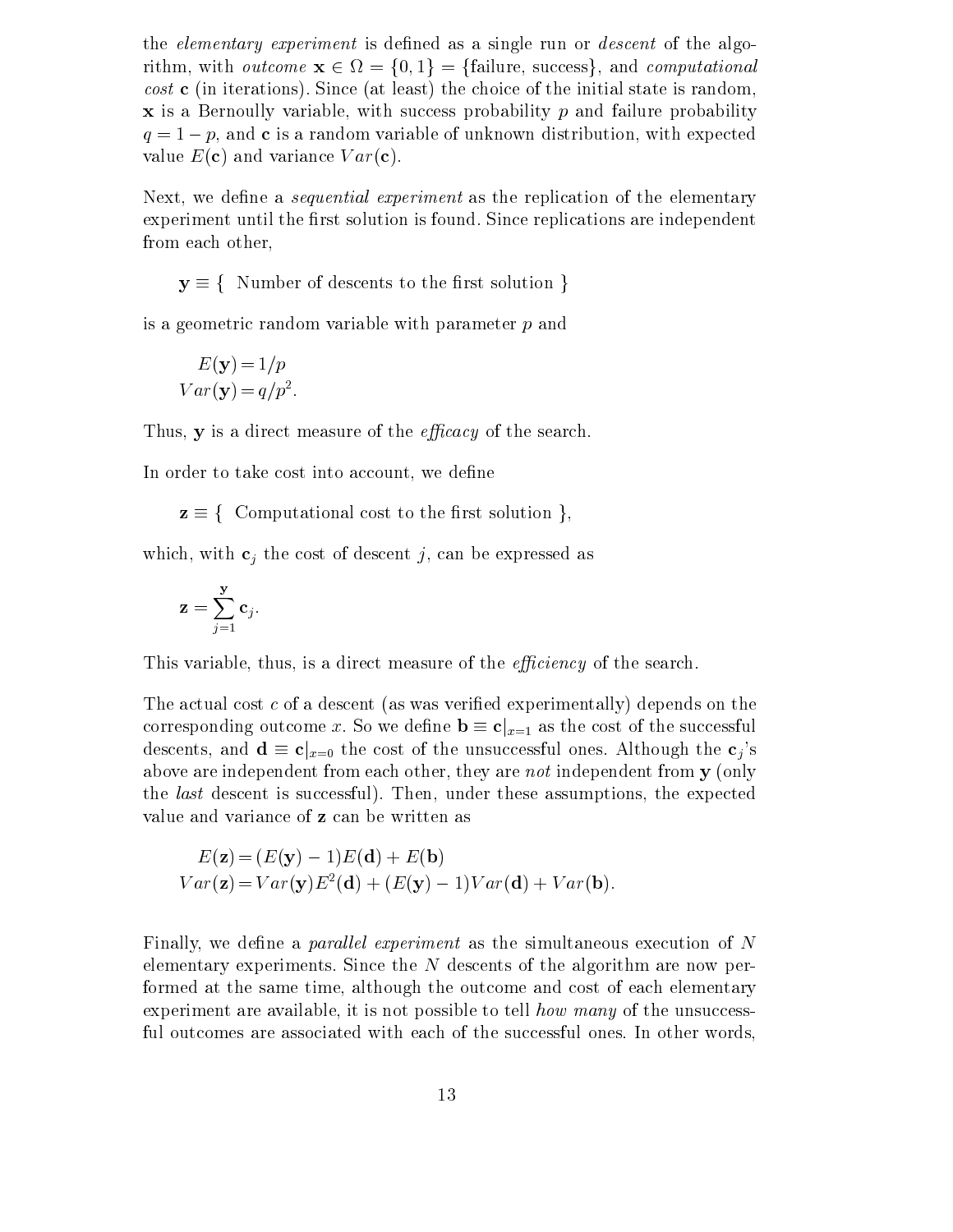the *elementary experiment* is defined as a single run or *descent* of the algorithm, with *outcome* $\mathbf{x} \in \Omega = \{0, 1\} = \{\text{failure, success}\}$, and *computational cost* $\mathbf{c}$ (in iterations). Since (at least) the choice of the initial state is random, $\mathbf{x}$ is a Bernoully variable, with success probability $p$ and failure probability $q = 1 - p$, and $\mathbf{c}$ is a random variable of unknown distribution, with expected value $E(\mathbf{c})$ and variance $Var(\mathbf{c})$.

Next, we define a *sequential experiment* as the replication of the elementary experiment until the first solution is found. Since replications are independent from each other,

$$\mathbf{y} \equiv \{ \text{ Number of descents to the first solution } \}$$

is a geometric random variable with parameter $p$ and

$$
\begin{aligned}
E(\mathbf{y}) &= 1/p \\
Var(\mathbf{y}) &= q/p^2.
\end{aligned}
$$

Thus, $\mathbf{y}$ is a direct measure of the *efficacy* of the search.

In order to take cost into account, we define

$$\mathbf{z} \equiv \{ \text{ Computational cost to the first solution } \},$$

which, with $\mathbf{c}_j$ the cost of descent $j$, can be expressed as

$$\mathbf{z} = \sum_{j=1}^{\mathbf{y}} \mathbf{c}_j.$$

This variable, thus, is a direct measure of the *efficiency* of the search.

The actual cost $c$ of a descent (as was verified experimentally) depends on the corresponding outcome $x$. So we define $\mathbf{b} \equiv \mathbf{c}|_{x=1}$ as the cost of the successful descents, and $\mathbf{d} \equiv \mathbf{c}|_{x=0}$ the cost of the unsuccessful ones. Although the $\mathbf{c}_j$'s above are independent from each other, they are *not* independent from $\mathbf{y}$ (only the *last* descent is successful). Then, under these assumptions, the expected value and variance of $\mathbf{z}$ can be written as

$$
\begin{aligned}
E(\mathbf{z}) &= (E(\mathbf{y}) - 1)E(\mathbf{d}) + E(\mathbf{b}) \\
Var(\mathbf{z}) &= Var(\mathbf{y})E^2(\mathbf{d}) + (E(\mathbf{y}) - 1)Var(\mathbf{d}) + Var(\mathbf{b}).
\end{aligned}
$$

Finally, we define a *parallel experiment* as the simultaneous execution of $N$ elementary experiments. Since the $N$ descents of the algorithm are now performed at the same time, although the outcome and cost of each elementary experiment are available, it is not possible to tell *how many* of the unsuccessful outcomes are associated with each of the successful ones. In other words,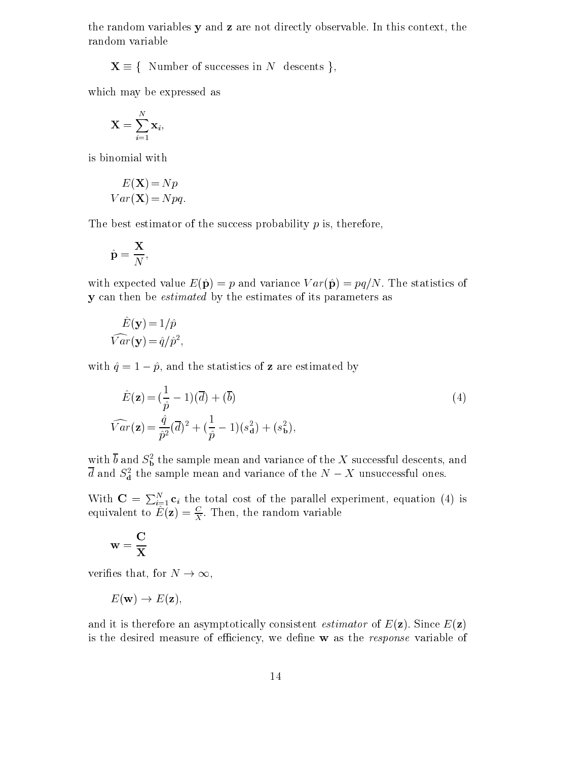the random variables $\mathbf{y}$ and $\mathbf{z}$ are not directly observable. In this context, the random variable

$$\mathbf{X} \equiv \{ \text{ Number of successes in } N \text{ descents } \},$$

which may be expressed as

$$\mathbf{X} = \sum_{i=1}^{N} \mathbf{x}_i,$$

is binomial with

$$\begin{aligned} E(\mathbf{X}) &= Np \\ Var(\mathbf{X}) &= Npq. \end{aligned}$$

The best estimator of the success probability $p$ is, therefore,

$$\hat{\mathbf{p}} = \frac{\mathbf{X}}{N},$$

with expected value $E(\hat{\mathbf{p}}) = p$ and variance $Var(\hat{\mathbf{p}}) = pq/N$. The statistics of $\mathbf{y}$ can then be *estimated* by the estimates of its parameters as

$$\begin{aligned} \hat{E}(\mathbf{y}) &= 1/\hat{p} \\ \widehat{Var}(\mathbf{y}) &= \hat{q}/\hat{p}^2, \end{aligned}$$

with $\hat{q} = 1 - \hat{p}$, and the statistics of $\mathbf{z}$ are estimated by

$$\begin{aligned} \hat{E}(\mathbf{z}) &= (\frac{1}{\hat{p}} - 1)(\overline{d}) + (\overline{b}) \\ \widehat{Var}(\mathbf{z}) &= \frac{\hat{q}}{\hat{p}^2}(\overline{d})^2 + (\frac{1}{\hat{p}} - 1)(s_{\mathbf{d}}^2) + (s_{\mathbf{b}}^2), \end{aligned} \tag{4}$$

with $\overline{b}$ and $S_{\mathbf{b}}^2$ the sample mean and variance of the $X$ successful descents, and $\overline{d}$ and $S_{\mathbf{d}}^2$ the sample mean and variance of the $N - X$ unsuccessful ones.

With $\mathbf{C} = \sum_{i=1}^{N} \mathbf{c}_i$ the total cost of the parallel experiment, equation (4) is equivalent to $\hat{E}(\mathbf{z}) = \frac{C}{X}$. Then, the random variable

$$\mathbf{w} = \frac{\mathbf{C}}{\mathbf{X}}$$

verifies that, for $N \to \infty$,

$$E(\mathbf{w}) \to E(\mathbf{z}),$$

and it is therefore an asymptotically consistent *estimator* of $E(\mathbf{z})$. Since $E(\mathbf{z})$ is the desired measure of efficiency, we define $\mathbf{w}$ as the *response* variable of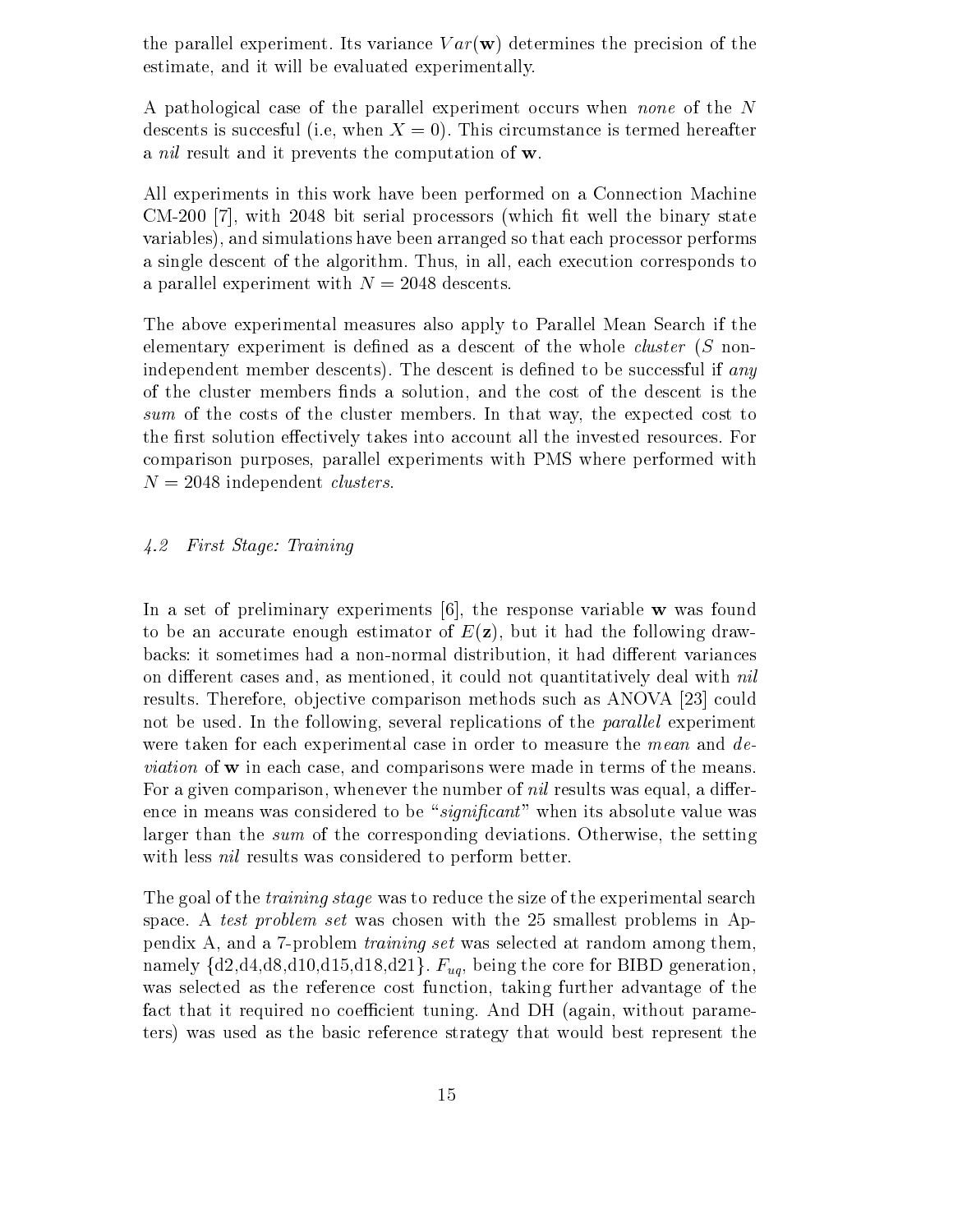the parallel experiment. Its variance $Var(\mathbf{w})$ determines the precision of the estimate, and it will be evaluated experimentally.

A pathological case of the parallel experiment occurs when *none* of the $N$ descents is succesful (i.e, when $X = 0$). This circumstance is termed hereafter a *nil* result and it prevents the computation of $\mathbf{w}$.

All experiments in this work have been performed on a Connection Machine CM-200 [7], with 2048 bit serial processors (which fit well the binary state variables), and simulations have been arranged so that each processor performs a single descent of the algorithm. Thus, in all, each execution corresponds to a parallel experiment with $N = 2048$ descents.

The above experimental measures also apply to Parallel Mean Search if the elementary experiment is defined as a descent of the whole *cluster* ($S$ non-independent member descents). The descent is defined to be successful if *any* of the cluster members finds a solution, and the cost of the descent is the *sum* of the costs of the cluster members. In that way, the expected cost to the first solution effectively takes into account all the invested resources. For comparison purposes, parallel experiments with PMS where performed with $N = 2048$ independent *clusters*.

### *4.2 First Stage: Training*

In a set of preliminary experiments [6], the response variable $\mathbf{w}$ was found to be an accurate enough estimator of $E(\mathbf{z})$, but it had the following drawbacks: it sometimes had a non-normal distribution, it had different variances on different cases and, as mentioned, it could not quantitatively deal with *nil* results. Therefore, objective comparison methods such as ANOVA [23] could not be used. In the following, several replications of the *parallel* experiment were taken for each experimental case in order to measure the *mean* and *deviation* of $\mathbf{w}$ in each case, and comparisons were made in terms of the means. For a given comparison, whenever the number of *nil* results was equal, a difference in means was considered to be "*significant*" when its absolute value was larger than the *sum* of the corresponding deviations. Otherwise, the setting with less *nil* results was considered to perform better.

The goal of the *training stage* was to reduce the size of the experimental search space. A *test problem set* was chosen with the 25 smallest problems in Appendix A, and a 7-problem *training set* was selected at random among them, namely {d2,d4,d8,d10,d15,d18,d21}. $F_{uq}$, being the core for BIBD generation, was selected as the reference cost function, taking further advantage of the fact that it required no coefficient tuning. And DH (again, without parameters) was used as the basic reference strategy that would best represent the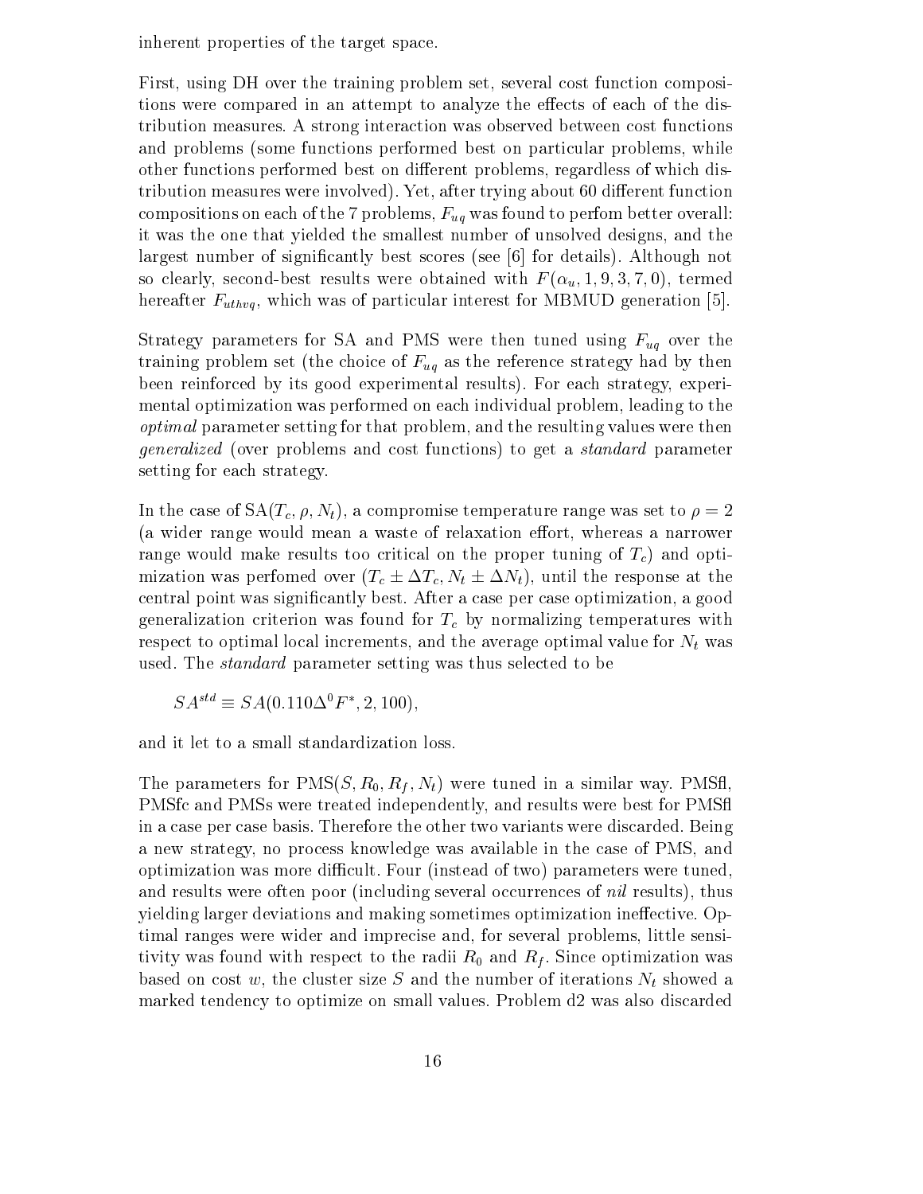inherent properties of the target space.

First, using DH over the training problem set, several cost function compositions were compared in an attempt to analyze the effects of each of the distribution measures. A strong interaction was observed between cost functions and problems (some functions performed best on particular problems, while other functions performed best on different problems, regardless of which distribution measures were involved). Yet, after trying about 60 different function compositions on each of the 7 problems, $F_{uq}$ was found to perfom better overall: it was the one that yielded the smallest number of unsolved designs, and the largest number of significantly best scores (see [6] for details). Although not so clearly, second-best results were obtained with $F(\alpha_u, 1, 9, 3, 7, 0)$, termed hereafter $F_{uthvq}$, which was of particular interest for MBMUD generation [5].

Strategy parameters for SA and PMS were then tuned using $F_{uq}$ over the training problem set (the choice of $F_{uq}$ as the reference strategy had by then been reinforced by its good experimental results). For each strategy, experimental optimization was performed on each individual problem, leading to the *optimal* parameter setting for that problem, and the resulting values were then *generalized* (over problems and cost functions) to get a *standard* parameter setting for each strategy.

In the case of SA$(T_c, \rho, N_t)$, a compromise temperature range was set to $\rho = 2$ (a wider range would mean a waste of relaxation effort, whereas a narrower range would make results too critical on the proper tuning of $T_c$) and optimization was perfomed over $(T_c \pm \Delta T_c, N_t \pm \Delta N_t)$, until the response at the central point was significantly best. After a case per case optimization, a good generalization criterion was found for $T_c$ by normalizing temperatures with respect to optimal local increments, and the average optimal value for $N_t$ was used. The *standard* parameter setting was thus selected to be

$$SA^{std} \equiv SA(0.110\Delta^0 F^*, 2, 100),$$

and it let to a small standardization loss.

The parameters for PMS$(S, R_0, R_f, N_t)$ were tuned in a similar way. PMSfl, PMSfc and PMSs were treated independently, and results were best for PMSfl in a case per case basis. Therefore the other two variants were discarded. Being a new strategy, no process knowledge was available in the case of PMS, and optimization was more difficult. Four (instead of two) parameters were tuned, and results were often poor (including several occurrences of *nil* results), thus yielding larger deviations and making sometimes optimization ineffective. Optimal ranges were wider and imprecise and, for several problems, little sensitivity was found with respect to the radii $R_0$ and $R_f$. Since optimization was based on cost $w$, the cluster size $S$ and the number of iterations $N_t$ showed a marked tendency to optimize on small values. Problem d2 was also discarded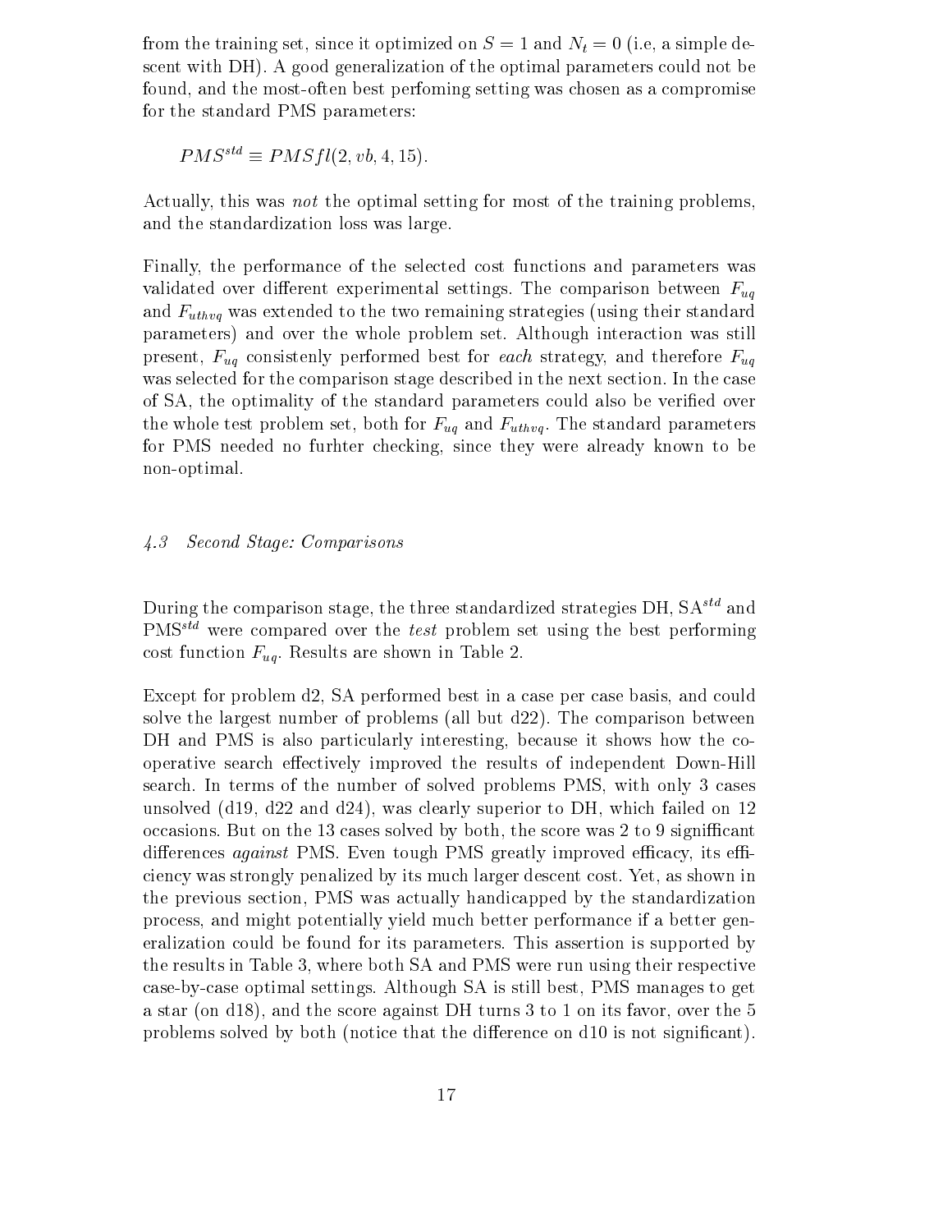from the training set, since it optimized on $S = 1$ and $N_t = 0$ (i.e, a simple descent with DH). A good generalization of the optimal parameters could not be found, and the most-often best perfoming setting was chosen as a compromise for the standard PMS parameters:

$$PMS^{std} \equiv PMSfl(2, vb, 4, 15).$$

Actually, this was *not* the optimal setting for most of the training problems, and the standardization loss was large.

Finally, the performance of the selected cost functions and parameters was validated over different experimental settings. The comparison between $F_{uq}$ and $F_{uthvq}$ was extended to the two remaining strategies (using their standard parameters) and over the whole problem set. Although interaction was still present, $F_{uq}$ consistenly performed best for *each* strategy, and therefore $F_{uq}$ was selected for the comparison stage described in the next section. In the case of SA, the optimality of the standard parameters could also be verified over the whole test problem set, both for $F_{uq}$ and $F_{uthvq}$. The standard parameters for PMS needed no furhter checking, since they were already known to be non-optimal.

### *4.3 Second Stage: Comparisons*

During the comparison stage, the three standardized strategies DH, SA$^{std}$ and PMS$^{std}$ were compared over the *test* problem set using the best performing cost function $F_{uq}$. Results are shown in Table 2.

Except for problem d2, SA performed best in a case per case basis, and could solve the largest number of problems (all but d22). The comparison between DH and PMS is also particularly interesting, because it shows how the cooperative search effectively improved the results of independent Down-Hill search. In terms of the number of solved problems PMS, with only 3 cases unsolved (d19, d22 and d24), was clearly superior to DH, which failed on 12 occasions. But on the 13 cases solved by both, the score was 2 to 9 signifficant differences *against* PMS. Even tough PMS greatly improved efficacy, its efficiency was strongly penalized by its much larger descent cost. Yet, as shown in the previous section, PMS was actually handicapped by the standardization process, and might potentially yield much better performance if a better generalization could be found for its parameters. This assertion is supported by the results in Table 3, where both SA and PMS were run using their respective case-by-case optimal settings. Although SA is still best, PMS manages to get a star (on d18), and the score against DH turns 3 to 1 on its favor, over the 5 problems solved by both (notice that the difference on d10 is not significant).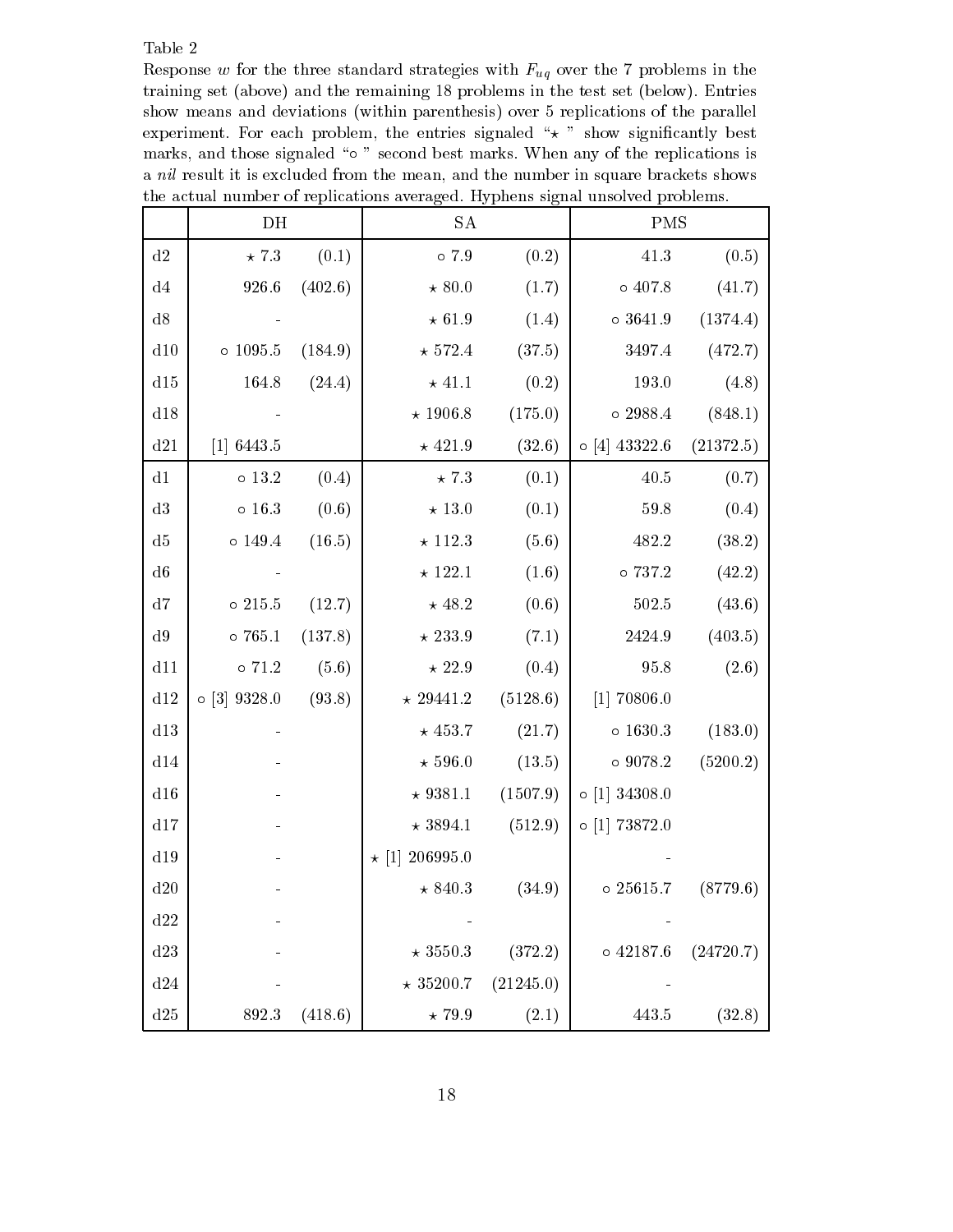Table 2

Response $w$ for the three standard strategies with $F_{uq}$ over the 7 problems in the training set (above) and the remaining 18 problems in the test set (below). Entries show means and deviations (within parenthesis) over 5 replications of the parallel experiment. For each problem, the entries signaled "⋆ " show significantly best marks, and those signaled "∘ " second best marks. When any of the replications is a *nil* result it is excluded from the mean, and the number in square brackets shows the actual number of replications averaged. Hyphens signal unsolved problems.

| | DH | | SA | | PMS | |
|---|---|---|---|---|---|---|
| d2 | ⋆ 7.3 | (0.1) | ∘ 7.9 | (0.2) | 41.3 | (0.5) |
| d4 | 926.6 | (402.6) | ⋆ 80.0 | (1.7) | ∘ 407.8 | (41.7) |
| d8 | - | | ⋆ 61.9 | (1.4) | ∘ 3641.9 | (1374.4) |
| d10 | ∘ 1095.5 | (184.9) | ⋆ 572.4 | (37.5) | 3497.4 | (472.7) |
| d15 | 164.8 | (24.4) | ⋆ 41.1 | (0.2) | 193.0 | (4.8) |
| d18 | - | | ⋆ 1906.8 | (175.0) | ∘ 2988.4 | (848.1) |
| d21 | [1] 6443.5 | | ⋆ 421.9 | (32.6) | ∘ [4] 43322.6 | (21372.5) |
| d1 | ∘ 13.2 | (0.4) | ⋆ 7.3 | (0.1) | 40.5 | (0.7) |
| d3 | ∘ 16.3 | (0.6) | ⋆ 13.0 | (0.1) | 59.8 | (0.4) |
| d5 | ∘ 149.4 | (16.5) | ⋆ 112.3 | (5.6) | 482.2 | (38.2) |
| d6 | - | | ⋆ 122.1 | (1.6) | ∘ 737.2 | (42.2) |
| d7 | ∘ 215.5 | (12.7) | ⋆ 48.2 | (0.6) | 502.5 | (43.6) |
| d9 | ∘ 765.1 | (137.8) | ⋆ 233.9 | (7.1) | 2424.9 | (403.5) |
| d11 | ∘ 71.2 | (5.6) | ⋆ 22.9 | (0.4) | 95.8 | (2.6) |
| d12 | ∘ [3] 9328.0 | (93.8) | ⋆ 29441.2 | (5128.6) | [1] 70806.0 | |
| d13 | - | | ⋆ 453.7 | (21.7) | ∘ 1630.3 | (183.0) |
| d14 | - | | ⋆ 596.0 | (13.5) | ∘ 9078.2 | (5200.2) |
| d16 | - | | ⋆ 9381.1 | (1507.9) | ∘ [1] 34308.0 | |
| d17 | - | | ⋆ 3894.1 | (512.9) | ∘ [1] 73872.0 | |
| d19 | - | | ⋆ [1] 206995.0 | | - | |
| d20 | - | | ⋆ 840.3 | (34.9) | ∘ 25615.7 | (8779.6) |
| d22 | - | | - | | - | |
| d23 | - | | ⋆ 3550.3 | (372.2) | ∘ 42187.6 | (24720.7) |
| d24 | - | | ⋆ 35200.7 | (21245.0) | - | |
| d25 | 892.3 | (418.6) | ⋆ 79.9 | (2.1) | 443.5 | (32.8) |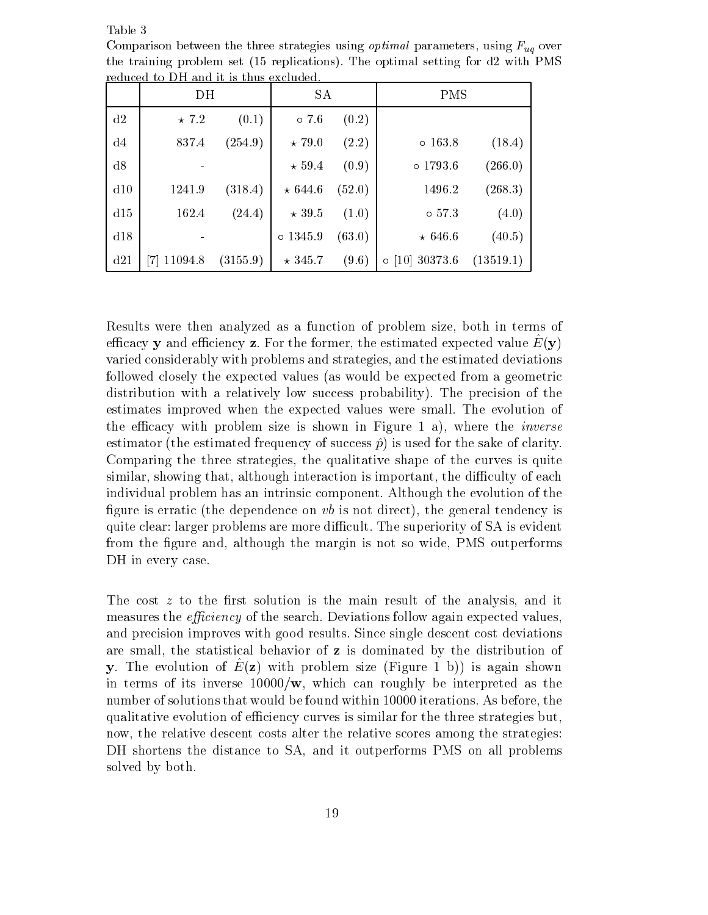Table 3

Comparison between the three strategies using *optimal* parameters, using $F_{uq}$ over the training problem set (15 replications). The optimal setting for d2 with PMS reduced to DH and it is thus excluded.

| | DH | | SA | | PMS | |
|---|---|---|---|---|---|---|
| d2 | $\star$ 7.2 | (0.1) | $\circ$ 7.6 | (0.2) | | |
| d4 | 837.4 | (254.9) | $\star$ 79.0 | (2.2) | $\circ$ 163.8 | (18.4) |
| d8 | - | | $\star$ 59.4 | (0.9) | $\circ$ 1793.6 | (266.0) |
| d10 | 1241.9 | (318.4) | $\star$ 644.6 | (52.0) | 1496.2 | (268.3) |
| d15 | 162.4 | (24.4) | $\star$ 39.5 | (1.0) | $\circ$ 57.3 | (4.0) |
| d18 | - | | $\circ$ 1345.9 | (63.0) | $\star$ 646.6 | (40.5) |
| d21 | [7] 11094.8 | (3155.9) | $\star$ 345.7 | (9.6) | $\circ$ [10] 30373.6 | (13519.1) |

Results were then analyzed as a function of problem size, both in terms of efficacy $\mathbf{y}$ and efficiency $\mathbf{z}$. For the former, the estimated expected value $\hat{E}(\mathbf{y})$ varied considerably with problems and strategies, and the estimated deviations followed closely the expected values (as would be expected from a geometric distribution with a relatively low success probability). The precision of the estimates improved when the expected values were small. The evolution of the efficacy with problem size is shown in Figure 1 a), where the *inverse* estimator (the estimated frequency of success $\hat{p}$) is used for the sake of clarity. Comparing the three strategies, the qualitative shape of the curves is quite similar, showing that, although interaction is important, the difficulty of each individual problem has an intrinsic component. Although the evolution of the figure is erratic (the dependence on $vb$ is not direct), the general tendency is quite clear: larger problems are more difficult. The superiority of SA is evident from the figure and, although the margin is not so wide, PMS outperforms DH in every case.

The cost $z$ to the first solution is the main result of the analysis, and it measures the *efficiency* of the search. Deviations follow again expected values, and precision improves with good results. Since single descent cost deviations are small, the statistical behavior of $\mathbf{z}$ is dominated by the distribution of $\mathbf{y}$. The evolution of $\hat{E}(\mathbf{z})$ with problem size (Figure 1 b)) is again shown in terms of its inverse $10000/\mathbf{w}$, which can roughly be interpreted as the number of solutions that would be found within 10000 iterations. As before, the qualitative evolution of efficiency curves is similar for the three strategies but, now, the relative descent costs alter the relative scores among the strategies: DH shortens the distance to SA, and it outperforms PMS on all problems solved by both.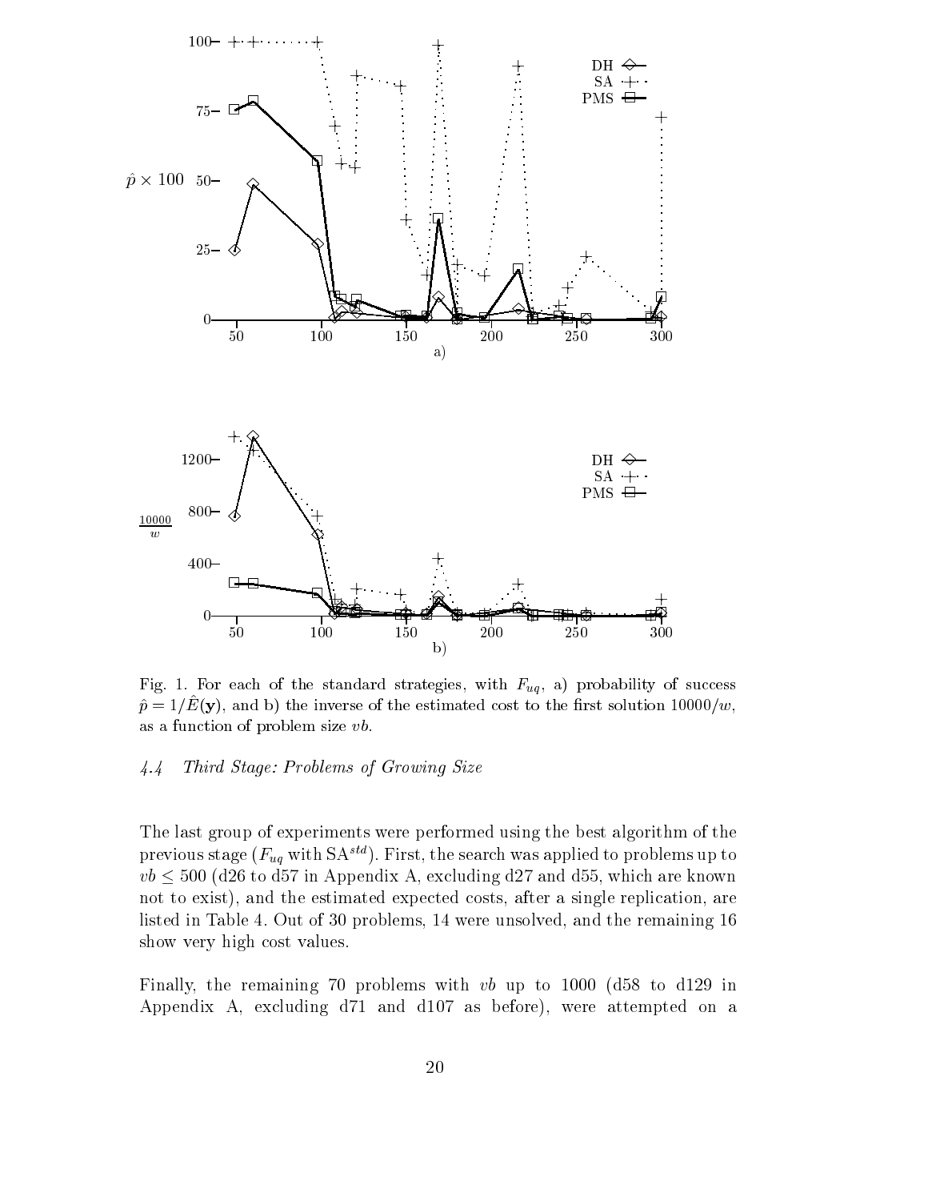Fig. 1. For each of the standard strategies, with $F_{uq}$, a) probability of success $\hat{p} = 1/\hat{E}(\mathbf{y})$, and b) the inverse of the estimated cost to the first solution $10000/w$, as a function of problem size $vb$.

### 4.4 Third Stage: Problems of Growing Size

The last group of experiments were performed using the best algorithm of the previous stage ($F_{uq}$ with $SA^{std}$). First, the search was applied to problems up to $vb \leq 500$ (d26 to d57 in Appendix A, excluding d27 and d55, which are known not to exist), and the estimated expected costs, after a single replication, are listed in Table 4. Out of 30 problems, 14 were unsolved, and the remaining 16 show very high cost values.

Finally, the remaining 70 problems with $vb$ up to 1000 (d58 to d129 in Appendix A, excluding d71 and d107 as before), were attempted on a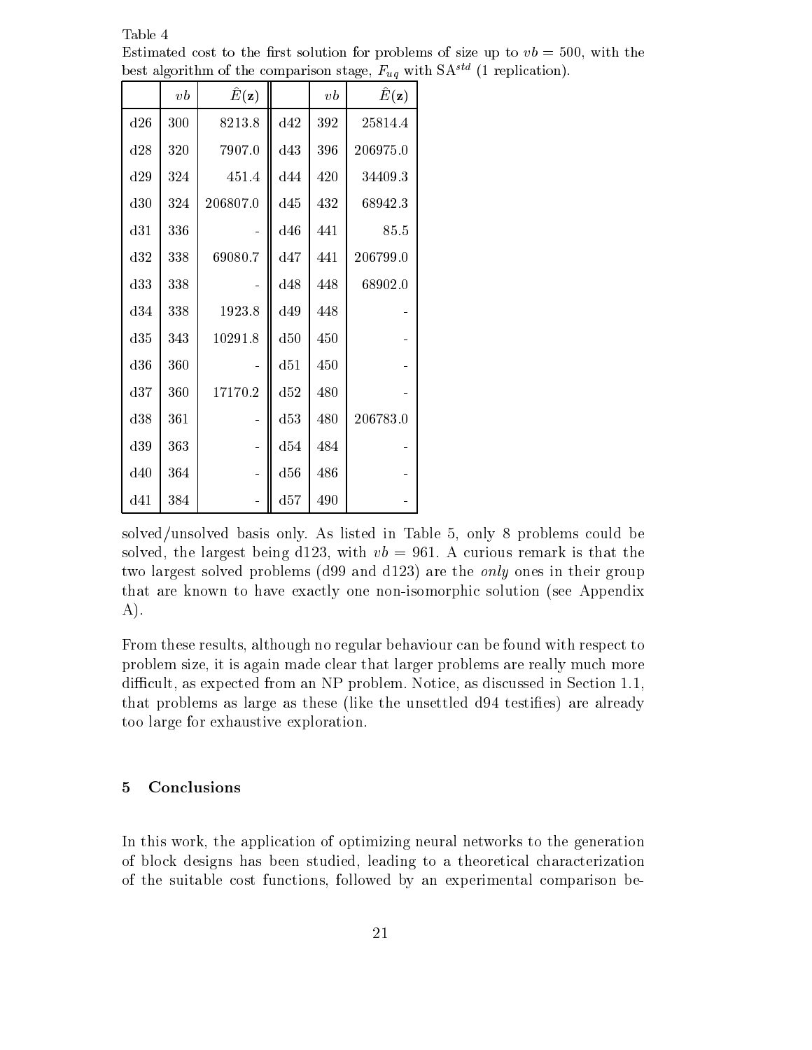Table 4

Estimated cost to the first solution for problems of size up to $vb = 500$, with the best algorithm of the comparison stage, $F_{uq}$ with SA$^{std}$ (1 replication).

| | $vb$ | $\hat{E}(\mathbf{z})$ | | $vb$ | $\hat{E}(\mathbf{z})$ |
|---|---|---|---|---|---|
| d26 | 300 | 8213.8 | d42 | 392 | 25814.4 |
| d28 | 320 | 7907.0 | d43 | 396 | 206975.0 |
| d29 | 324 | 451.4 | d44 | 420 | 34409.3 |
| d30 | 324 | 206807.0 | d45 | 432 | 68942.3 |
| d31 | 336 | - | d46 | 441 | 85.5 |
| d32 | 338 | 69080.7 | d47 | 441 | 206799.0 |
| d33 | 338 | - | d48 | 448 | 68902.0 |
| d34 | 338 | 1923.8 | d49 | 448 | - |
| d35 | 343 | 10291.8 | d50 | 450 | - |
| d36 | 360 | - | d51 | 450 | - |
| d37 | 360 | 17170.2 | d52 | 480 | - |
| d38 | 361 | - | d53 | 480 | 206783.0 |
| d39 | 363 | - | d54 | 484 | - |
| d40 | 364 | - | d56 | 486 | - |
| d41 | 384 | - | d57 | 490 | - |

solved/unsolved basis only. As listed in Table 5, only 8 problems could be solved, the largest being d123, with $vb = 961$. A curious remark is that the two largest solved problems (d99 and d123) are the *only* ones in their group that are known to have exactly one non-isomorphic solution (see Appendix A).

From these results, although no regular behaviour can be found with respect to problem size, it is again made clear that larger problems are really much more difficult, as expected from an NP problem. Notice, as discussed in Section 1.1, that problems as large as these (like the unsettled d94 testifies) are already too large for exhaustive exploration.

## 5 Conclusions

In this work, the application of optimizing neural networks to the generation of block designs has been studied, leading to a theoretical characterization of the suitable cost functions, followed by an experimental comparison be-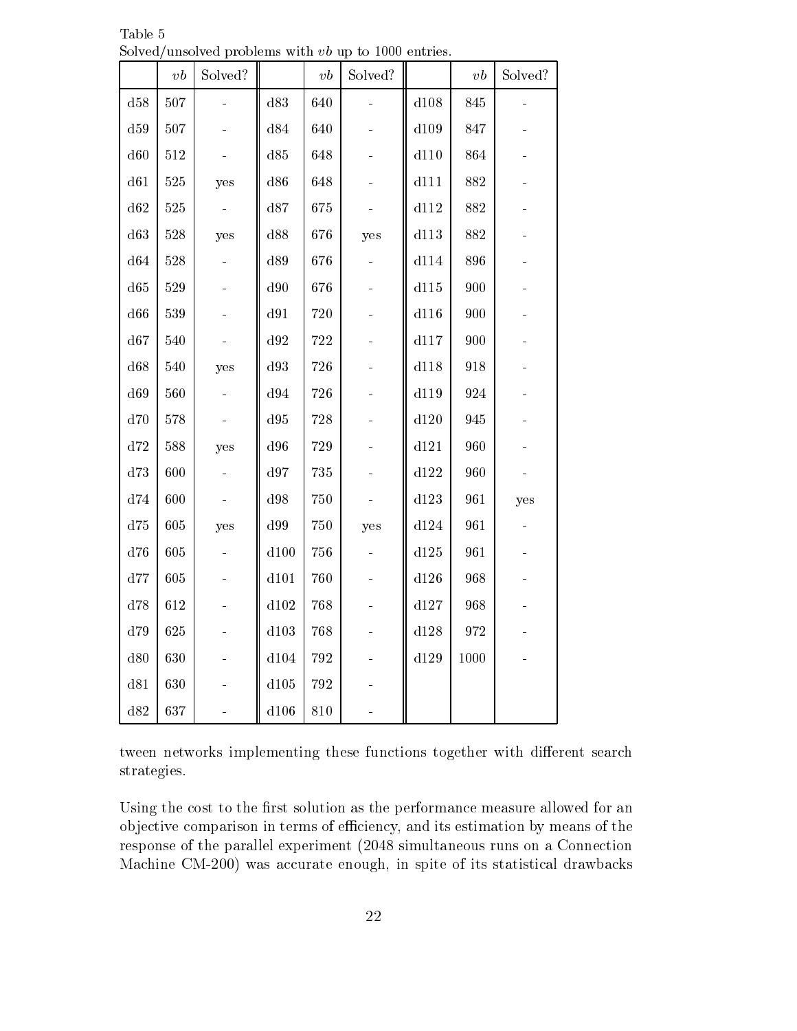Table 5
Solved/unsolved problems with $vb$ up to 1000 entries.

| | $vb$ | Solved? | | $vb$ | Solved? | | $vb$ | Solved? |
|---|---|---|---|---|---|---|---|---|
| d58 | 507 | - | d83 | 640 | - | d108 | 845 | - |
| d59 | 507 | - | d84 | 640 | - | d109 | 847 | - |
| d60 | 512 | - | d85 | 648 | - | d110 | 864 | - |
| d61 | 525 | yes | d86 | 648 | - | d111 | 882 | - |
| d62 | 525 | - | d87 | 675 | - | d112 | 882 | - |
| d63 | 528 | yes | d88 | 676 | yes | d113 | 882 | - |
| d64 | 528 | - | d89 | 676 | - | d114 | 896 | - |
| d65 | 529 | - | d90 | 676 | - | d115 | 900 | - |
| d66 | 539 | - | d91 | 720 | - | d116 | 900 | - |
| d67 | 540 | - | d92 | 722 | - | d117 | 900 | - |
| d68 | 540 | yes | d93 | 726 | - | d118 | 918 | - |
| d69 | 560 | - | d94 | 726 | - | d119 | 924 | - |
| d70 | 578 | - | d95 | 728 | - | d120 | 945 | - |
| d72 | 588 | yes | d96 | 729 | - | d121 | 960 | - |
| d73 | 600 | - | d97 | 735 | - | d122 | 960 | - |
| d74 | 600 | - | d98 | 750 | - | d123 | 961 | yes |
| d75 | 605 | yes | d99 | 750 | yes | d124 | 961 | - |
| d76 | 605 | - | d100 | 756 | - | d125 | 961 | - |
| d77 | 605 | - | d101 | 760 | - | d126 | 968 | - |
| d78 | 612 | - | d102 | 768 | - | d127 | 968 | - |
| d79 | 625 | - | d103 | 768 | - | d128 | 972 | - |
| d80 | 630 | - | d104 | 792 | - | d129 | 1000 | - |
| d81 | 630 | - | d105 | 792 | - | | | |
| d82 | 637 | - | d106 | 810 | - | | | |

tween networks implementing these functions together with different search strategies.

Using the cost to the first solution as the performance measure allowed for an objective comparison in terms of efficiency, and its estimation by means of the response of the parallel experiment (2048 simultaneous runs on a Connection Machine CM-200) was accurate enough, in spite of its statistical drawbacks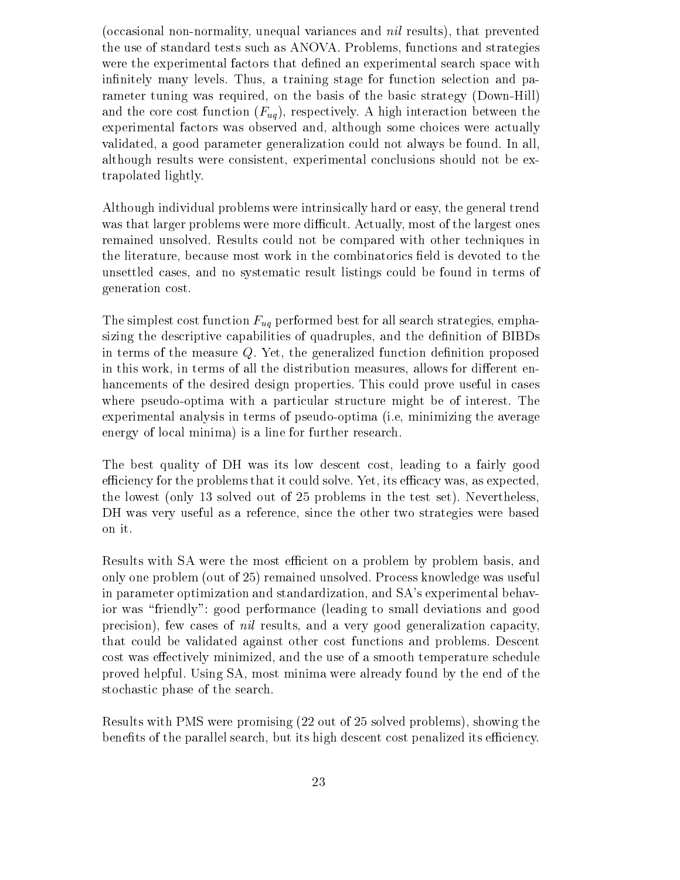(occasional non-normality, unequal variances and *nil* results), that prevented the use of standard tests such as ANOVA. Problems, functions and strategies were the experimental factors that defined an experimental search space with infinitely many levels. Thus, a training stage for function selection and parameter tuning was required, on the basis of the basic strategy (Down-Hill) and the core cost function ($F_{uq}$), respectively. A high interaction between the experimental factors was observed and, although some choices were actually validated, a good parameter generalization could not always be found. In all, although results were consistent, experimental conclusions should not be extrapolated lightly.

Although individual problems were intrinsically hard or easy, the general trend was that larger problems were more difficult. Actually, most of the largest ones remained unsolved. Results could not be compared with other techniques in the literature, because most work in the combinatorics field is devoted to the unsettled cases, and no systematic result listings could be found in terms of generation cost.

The simplest cost function $F_{uq}$ performed best for all search strategies, emphasizing the descriptive capabilities of quadruples, and the definition of BIBDs in terms of the measure $Q$. Yet, the generalized function definition proposed in this work, in terms of all the distribution measures, allows for different enhancements of the desired design properties. This could prove useful in cases where pseudo-optima with a particular structure might be of interest. The experimental analysis in terms of pseudo-optima (i.e, minimizing the average energy of local minima) is a line for further research.

The best quality of DH was its low descent cost, leading to a fairly good efficiency for the problems that it could solve. Yet, its efficacy was, as expected, the lowest (only 13 solved out of 25 problems in the test set). Nevertheless, DH was very useful as a reference, since the other two strategies were based on it.

Results with SA were the most efficient on a problem by problem basis, and only one problem (out of 25) remained unsolved. Process knowledge was useful in parameter optimization and standardization, and SA's experimental behavior was "friendly": good performance (leading to small deviations and good precision), few cases of *nil* results, and a very good generalization capacity, that could be validated against other cost functions and problems. Descent cost was effectively minimized, and the use of a smooth temperature schedule proved helpful. Using SA, most minima were already found by the end of the stochastic phase of the search.

Results with PMS were promising (22 out of 25 solved problems), showing the benefits of the parallel search, but its high descent cost penalized its efficiency.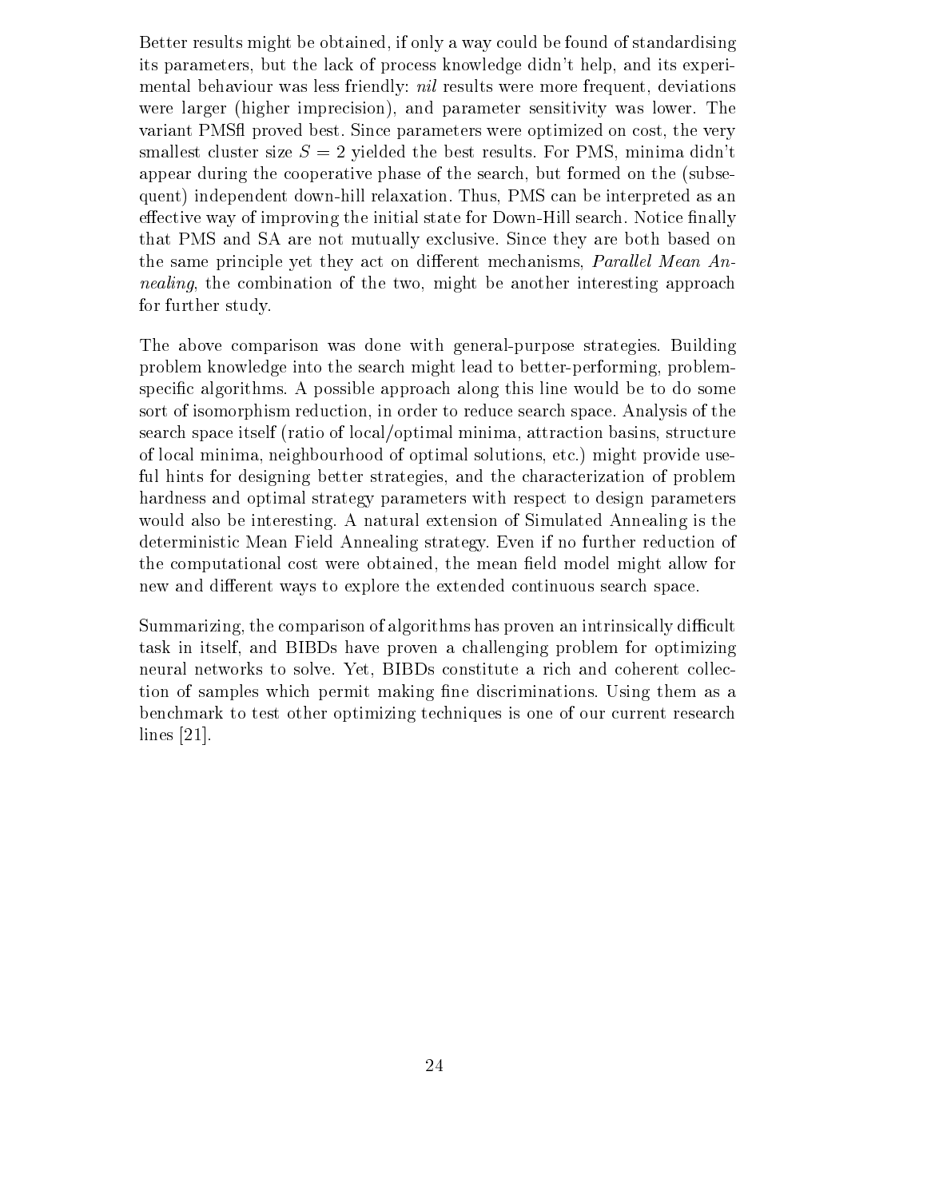Better results might be obtained, if only a way could be found of standardising its parameters, but the lack of process knowledge didn't help, and its experimental behaviour was less friendly: *nil* results were more frequent, deviations were larger (higher imprecision), and parameter sensitivity was lower. The variant PMSfl proved best. Since parameters were optimized on cost, the very smallest cluster size $S = 2$ yielded the best results. For PMS, minima didn't appear during the cooperative phase of the search, but formed on the (subsequent) independent down-hill relaxation. Thus, PMS can be interpreted as an effective way of improving the initial state for Down-Hill search. Notice finally that PMS and SA are not mutually exclusive. Since they are both based on the same principle yet they act on different mechanisms, *Parallel Mean Annealing*, the combination of the two, might be another interesting approach for further study.

The above comparison was done with general-purpose strategies. Building problem knowledge into the search might lead to better-performing, problem-specific algorithms. A possible approach along this line would be to do some sort of isomorphism reduction, in order to reduce search space. Analysis of the search space itself (ratio of local/optimal minima, attraction basins, structure of local minima, neighbourhood of optimal solutions, etc.) might provide useful hints for designing better strategies, and the characterization of problem hardness and optimal strategy parameters with respect to design parameters would also be interesting. A natural extension of Simulated Annealing is the deterministic Mean Field Annealing strategy. Even if no further reduction of the computational cost were obtained, the mean field model might allow for new and different ways to explore the extended continuous search space.

Summarizing, the comparison of algorithms has proven an intrinsically difficult task in itself, and BIBDs have proven a challenging problem for optimizing neural networks to solve. Yet, BIBDs constitute a rich and coherent collection of samples which permit making fine discriminations. Using them as a benchmark to test other optimizing techniques is one of our current research lines [21].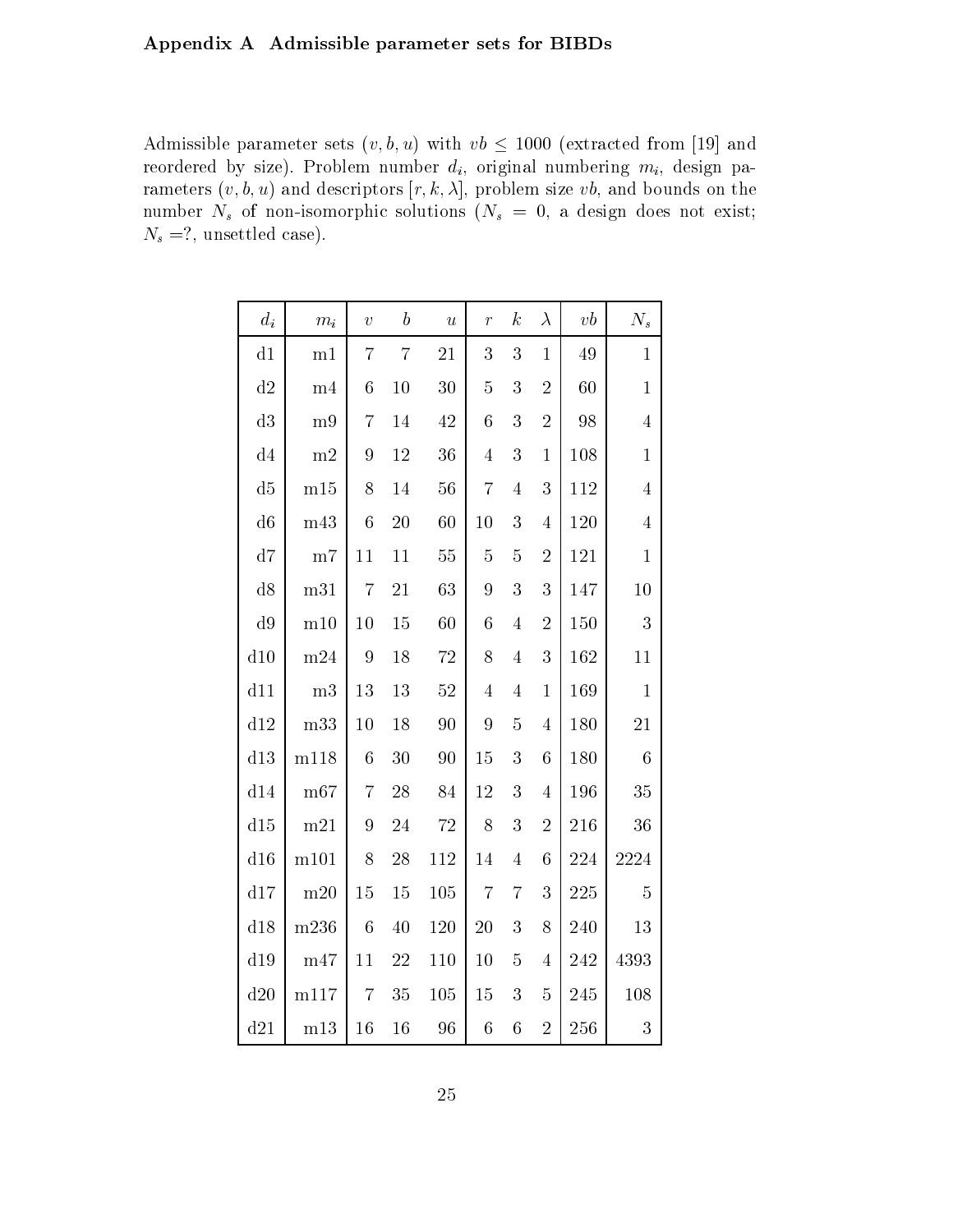## Appendix A Admissible parameter sets for BIBDs

Admissible parameter sets $(v, b, u)$ with $vb \leq 1000$ (extracted from [19] and reordered by size). Problem number $d_i$, original numbering $m_i$, design parameters $(v, b, u)$ and descriptors $[r, k, \lambda]$, problem size $vb$, and bounds on the number $N_s$ of non-isomorphic solutions ($N_s = 0$, a design does not exist; $N_s =?$, unsettled case).

| $d_i$ | $m_i$ | $v$ | $b$ | $u$ | $r$ | $k$ | $\lambda$ | $vb$ | $N_s$ |
|---|---|---|---|---|---|---|---|---|---|
| d1 | m1 | 7 | 7 | 21 | 3 | 3 | 1 | 49 | 1 |
| d2 | m4 | 6 | 10 | 30 | 5 | 3 | 2 | 60 | 1 |
| d3 | m9 | 7 | 14 | 42 | 6 | 3 | 2 | 98 | 4 |
| d4 | m2 | 9 | 12 | 36 | 4 | 3 | 1 | 108 | 1 |
| d5 | m15 | 8 | 14 | 56 | 7 | 4 | 3 | 112 | 4 |
| d6 | m43 | 6 | 20 | 60 | 10 | 3 | 4 | 120 | 4 |
| d7 | m7 | 11 | 11 | 55 | 5 | 5 | 2 | 121 | 1 |
| d8 | m31 | 7 | 21 | 63 | 9 | 3 | 3 | 147 | 10 |
| d9 | m10 | 10 | 15 | 60 | 6 | 4 | 2 | 150 | 3 |
| d10 | m24 | 9 | 18 | 72 | 8 | 4 | 3 | 162 | 11 |
| d11 | m3 | 13 | 13 | 52 | 4 | 4 | 1 | 169 | 1 |
| d12 | m33 | 10 | 18 | 90 | 9 | 5 | 4 | 180 | 21 |
| d13 | m118 | 6 | 30 | 90 | 15 | 3 | 6 | 180 | 6 |
| d14 | m67 | 7 | 28 | 84 | 12 | 3 | 4 | 196 | 35 |
| d15 | m21 | 9 | 24 | 72 | 8 | 3 | 2 | 216 | 36 |
| d16 | m101 | 8 | 28 | 112 | 14 | 4 | 6 | 224 | 2224 |
| d17 | m20 | 15 | 15 | 105 | 7 | 7 | 3 | 225 | 5 |
| d18 | m236 | 6 | 40 | 120 | 20 | 3 | 8 | 240 | 13 |
| d19 | m47 | 11 | 22 | 110 | 10 | 5 | 4 | 242 | 4393 |
| d20 | m117 | 7 | 35 | 105 | 15 | 3 | 5 | 245 | 108 |
| d21 | m13 | 16 | 16 | 96 | 6 | 6 | 2 | 256 | 3 |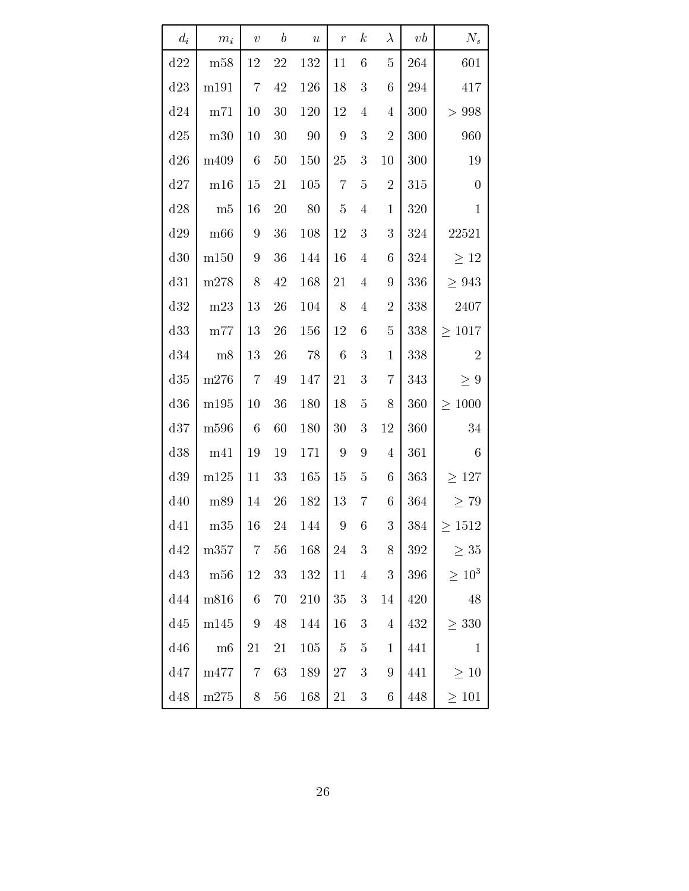| $d_i$ | $m_i$ | $v$ | $b$ | $u$ | $r$ | $k$ | $\lambda$ | $vb$ | $N_s$ |
|---|---|---|---|---|---|---|---|---|---|
| d22 | m58 | 12 | 22 | 132 | 11 | 6 | 5 | 264 | 601 |
| d23 | m191 | 7 | 42 | 126 | 18 | 3 | 6 | 294 | 417 |
| d24 | m71 | 10 | 30 | 120 | 12 | 4 | 4 | 300 | $> 998$ |
| d25 | m30 | 10 | 30 | 90 | 9 | 3 | 2 | 300 | 960 |
| d26 | m409 | 6 | 50 | 150 | 25 | 3 | 10 | 300 | 19 |
| d27 | m16 | 15 | 21 | 105 | 7 | 5 | 2 | 315 | 0 |
| d28 | m5 | 16 | 20 | 80 | 5 | 4 | 1 | 320 | 1 |
| d29 | m66 | 9 | 36 | 108 | 12 | 3 | 3 | 324 | 22521 |
| d30 | m150 | 9 | 36 | 144 | 16 | 4 | 6 | 324 | $\geq 12$ |
| d31 | m278 | 8 | 42 | 168 | 21 | 4 | 9 | 336 | $\geq 943$ |
| d32 | m23 | 13 | 26 | 104 | 8 | 4 | 2 | 338 | 2407 |
| d33 | m77 | 13 | 26 | 156 | 12 | 6 | 5 | 338 | $\geq 1017$ |
| d34 | m8 | 13 | 26 | 78 | 6 | 3 | 1 | 338 | 2 |
| d35 | m276 | 7 | 49 | 147 | 21 | 3 | 7 | 343 | $\geq 9$ |
| d36 | m195 | 10 | 36 | 180 | 18 | 5 | 8 | 360 | $\geq 1000$ |
| d37 | m596 | 6 | 60 | 180 | 30 | 3 | 12 | 360 | 34 |
| d38 | m41 | 19 | 19 | 171 | 9 | 9 | 4 | 361 | 6 |
| d39 | m125 | 11 | 33 | 165 | 15 | 5 | 6 | 363 | $\geq 127$ |
| d40 | m89 | 14 | 26 | 182 | 13 | 7 | 6 | 364 | $\geq 79$ |
| d41 | m35 | 16 | 24 | 144 | 9 | 6 | 3 | 384 | $\geq 1512$ |
| d42 | m357 | 7 | 56 | 168 | 24 | 3 | 8 | 392 | $\geq 35$ |
| d43 | m56 | 12 | 33 | 132 | 11 | 4 | 3 | 396 | $\geq 10^3$ |
| d44 | m816 | 6 | 70 | 210 | 35 | 3 | 14 | 420 | 48 |
| d45 | m145 | 9 | 48 | 144 | 16 | 3 | 4 | 432 | $\geq 330$ |
| d46 | m6 | 21 | 21 | 105 | 5 | 5 | 1 | 441 | 1 |
| d47 | m477 | 7 | 63 | 189 | 27 | 3 | 9 | 441 | $\geq 10$ |
| d48 | m275 | 8 | 56 | 168 | 21 | 3 | 6 | 448 | $\geq 101$ |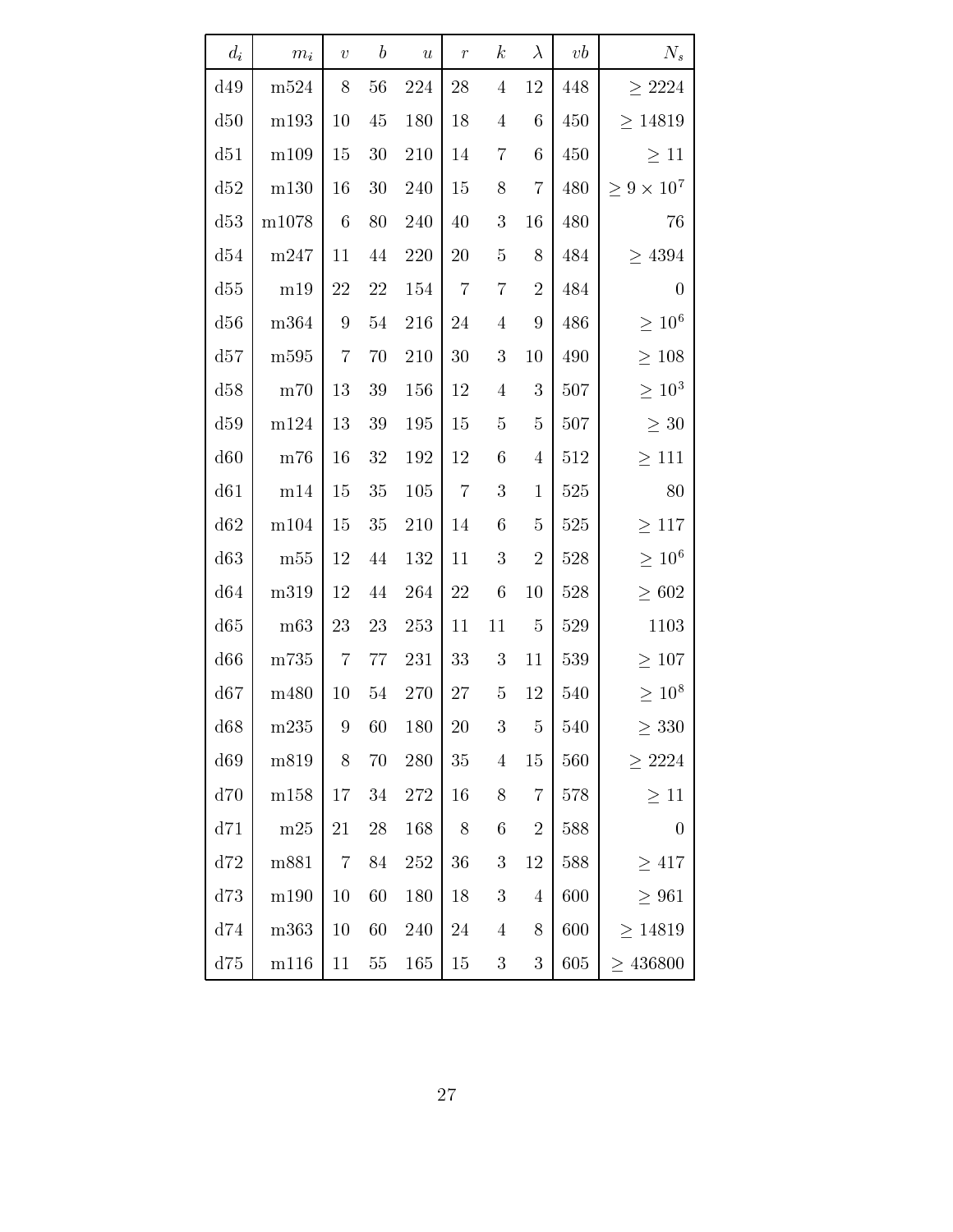| $d_i$ | $m_i$ | $v$ | $b$ | $u$ | $r$ | $k$ | $\lambda$ | $vb$ | $N_s$ |
|---|---|---|---|---|---|---|---|---|---|
| d49 | m524 | 8 | 56 | 224 | 28 | 4 | 12 | 448 | $\geq 2224$ |
| d50 | m193 | 10 | 45 | 180 | 18 | 4 | 6 | 450 | $\geq 14819$ |
| d51 | m109 | 15 | 30 | 210 | 14 | 7 | 6 | 450 | $\geq 11$ |
| d52 | m130 | 16 | 30 | 240 | 15 | 8 | 7 | 480 | $\geq 9 \times 10^7$ |
| d53 | m1078 | 6 | 80 | 240 | 40 | 3 | 16 | 480 | 76 |
| d54 | m247 | 11 | 44 | 220 | 20 | 5 | 8 | 484 | $\geq 4394$ |
| d55 | m19 | 22 | 22 | 154 | 7 | 7 | 2 | 484 | 0 |
| d56 | m364 | 9 | 54 | 216 | 24 | 4 | 9 | 486 | $\geq 10^6$ |
| d57 | m595 | 7 | 70 | 210 | 30 | 3 | 10 | 490 | $\geq 108$ |
| d58 | m70 | 13 | 39 | 156 | 12 | 4 | 3 | 507 | $\geq 10^3$ |
| d59 | m124 | 13 | 39 | 195 | 15 | 5 | 5 | 507 | $\geq 30$ |
| d60 | m76 | 16 | 32 | 192 | 12 | 6 | 4 | 512 | $\geq 111$ |
| d61 | m14 | 15 | 35 | 105 | 7 | 3 | 1 | 525 | 80 |
| d62 | m104 | 15 | 35 | 210 | 14 | 6 | 5 | 525 | $\geq 117$ |
| d63 | m55 | 12 | 44 | 132 | 11 | 3 | 2 | 528 | $\geq 10^6$ |
| d64 | m319 | 12 | 44 | 264 | 22 | 6 | 10 | 528 | $\geq 602$ |
| d65 | m63 | 23 | 23 | 253 | 11 | 11 | 5 | 529 | 1103 |
| d66 | m735 | 7 | 77 | 231 | 33 | 3 | 11 | 539 | $\geq 107$ |
| d67 | m480 | 10 | 54 | 270 | 27 | 5 | 12 | 540 | $\geq 10^8$ |
| d68 | m235 | 9 | 60 | 180 | 20 | 3 | 5 | 540 | $\geq 330$ |
| d69 | m819 | 8 | 70 | 280 | 35 | 4 | 15 | 560 | $\geq 2224$ |
| d70 | m158 | 17 | 34 | 272 | 16 | 8 | 7 | 578 | $\geq 11$ |
| d71 | m25 | 21 | 28 | 168 | 8 | 6 | 2 | 588 | 0 |
| d72 | m881 | 7 | 84 | 252 | 36 | 3 | 12 | 588 | $\geq 417$ |
| d73 | m190 | 10 | 60 | 180 | 18 | 3 | 4 | 600 | $\geq 961$ |
| d74 | m363 | 10 | 60 | 240 | 24 | 4 | 8 | 600 | $\geq 14819$ |
| d75 | m116 | 11 | 55 | 165 | 15 | 3 | 3 | 605 | $\geq 436800$ |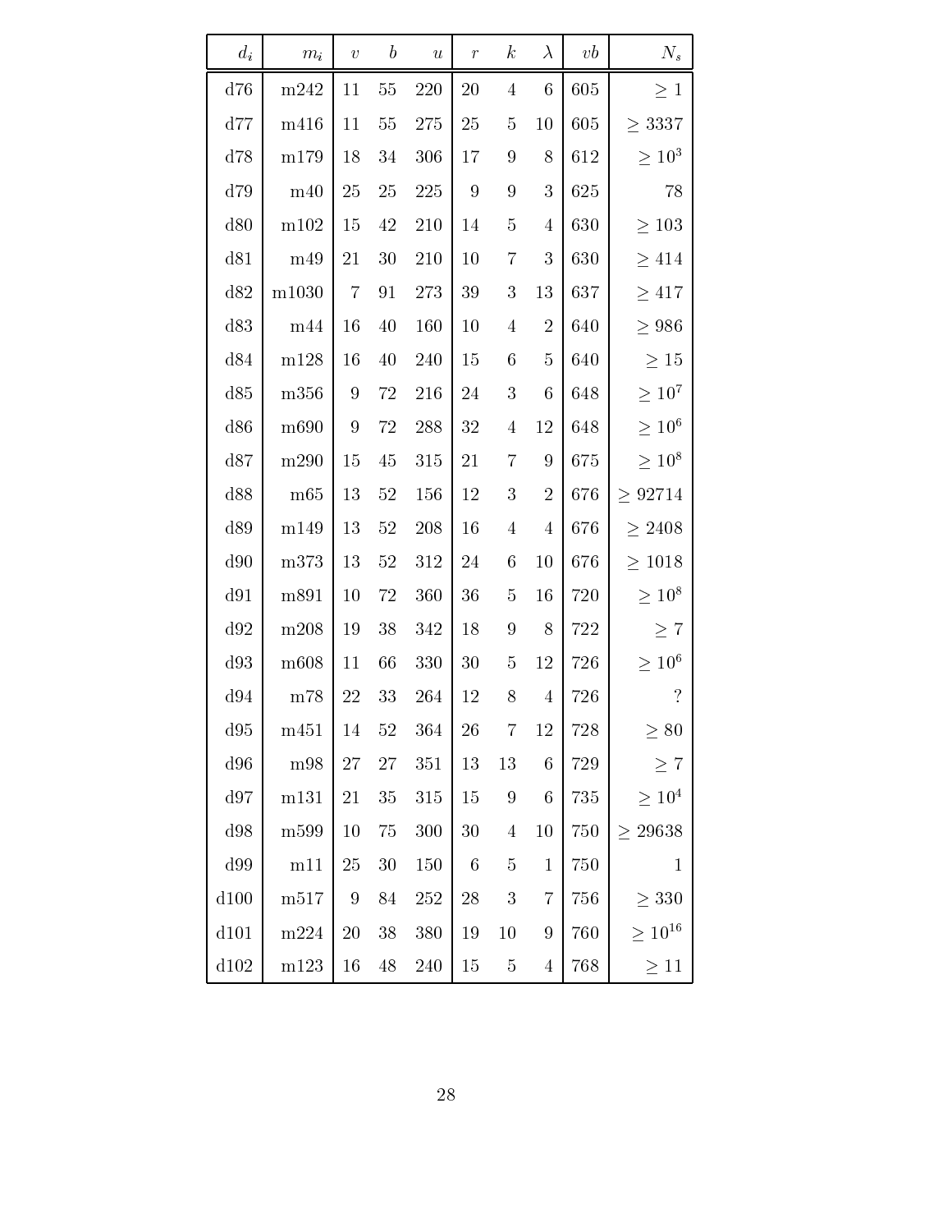| $d_i$ | $m_i$ | $v$ | $b$ | $u$ | $r$ | $k$ | $\lambda$ | $vb$ | $N_s$ |
|---|---|---|---|---|---|---|---|---|---|
| d76 | m242 | 11 | 55 | 220 | 20 | 4 | 6 | 605 | $\geq 1$ |
| d77 | m416 | 11 | 55 | 275 | 25 | 5 | 10 | 605 | $\geq 3337$ |
| d78 | m179 | 18 | 34 | 306 | 17 | 9 | 8 | 612 | $\geq 10^3$ |
| d79 | m40 | 25 | 25 | 225 | 9 | 9 | 3 | 625 | 78 |
| d80 | m102 | 15 | 42 | 210 | 14 | 5 | 4 | 630 | $\geq 103$ |
| d81 | m49 | 21 | 30 | 210 | 10 | 7 | 3 | 630 | $\geq 414$ |
| d82 | m1030 | 7 | 91 | 273 | 39 | 3 | 13 | 637 | $\geq 417$ |
| d83 | m44 | 16 | 40 | 160 | 10 | 4 | 2 | 640 | $\geq 986$ |
| d84 | m128 | 16 | 40 | 240 | 15 | 6 | 5 | 640 | $\geq 15$ |
| d85 | m356 | 9 | 72 | 216 | 24 | 3 | 6 | 648 | $\geq 10^7$ |
| d86 | m690 | 9 | 72 | 288 | 32 | 4 | 12 | 648 | $\geq 10^6$ |
| d87 | m290 | 15 | 45 | 315 | 21 | 7 | 9 | 675 | $\geq 10^8$ |
| d88 | m65 | 13 | 52 | 156 | 12 | 3 | 2 | 676 | $\geq 92714$ |
| d89 | m149 | 13 | 52 | 208 | 16 | 4 | 4 | 676 | $\geq 2408$ |
| d90 | m373 | 13 | 52 | 312 | 24 | 6 | 10 | 676 | $\geq 1018$ |
| d91 | m891 | 10 | 72 | 360 | 36 | 5 | 16 | 720 | $\geq 10^8$ |
| d92 | m208 | 19 | 38 | 342 | 18 | 9 | 8 | 722 | $\geq 7$ |
| d93 | m608 | 11 | 66 | 330 | 30 | 5 | 12 | 726 | $\geq 10^6$ |
| d94 | m78 | 22 | 33 | 264 | 12 | 8 | 4 | 726 | ? |
| d95 | m451 | 14 | 52 | 364 | 26 | 7 | 12 | 728 | $\geq 80$ |
| d96 | m98 | 27 | 27 | 351 | 13 | 13 | 6 | 729 | $\geq 7$ |
| d97 | m131 | 21 | 35 | 315 | 15 | 9 | 6 | 735 | $\geq 10^4$ |
| d98 | m599 | 10 | 75 | 300 | 30 | 4 | 10 | 750 | $\geq 29638$ |
| d99 | m11 | 25 | 30 | 150 | 6 | 5 | 1 | 750 | 1 |
| d100 | m517 | 9 | 84 | 252 | 28 | 3 | 7 | 756 | $\geq 330$ |
| d101 | m224 | 20 | 38 | 380 | 19 | 10 | 9 | 760 | $\geq 10^{16}$ |
| d102 | m123 | 16 | 48 | 240 | 15 | 5 | 4 | 768 | $\geq 11$ |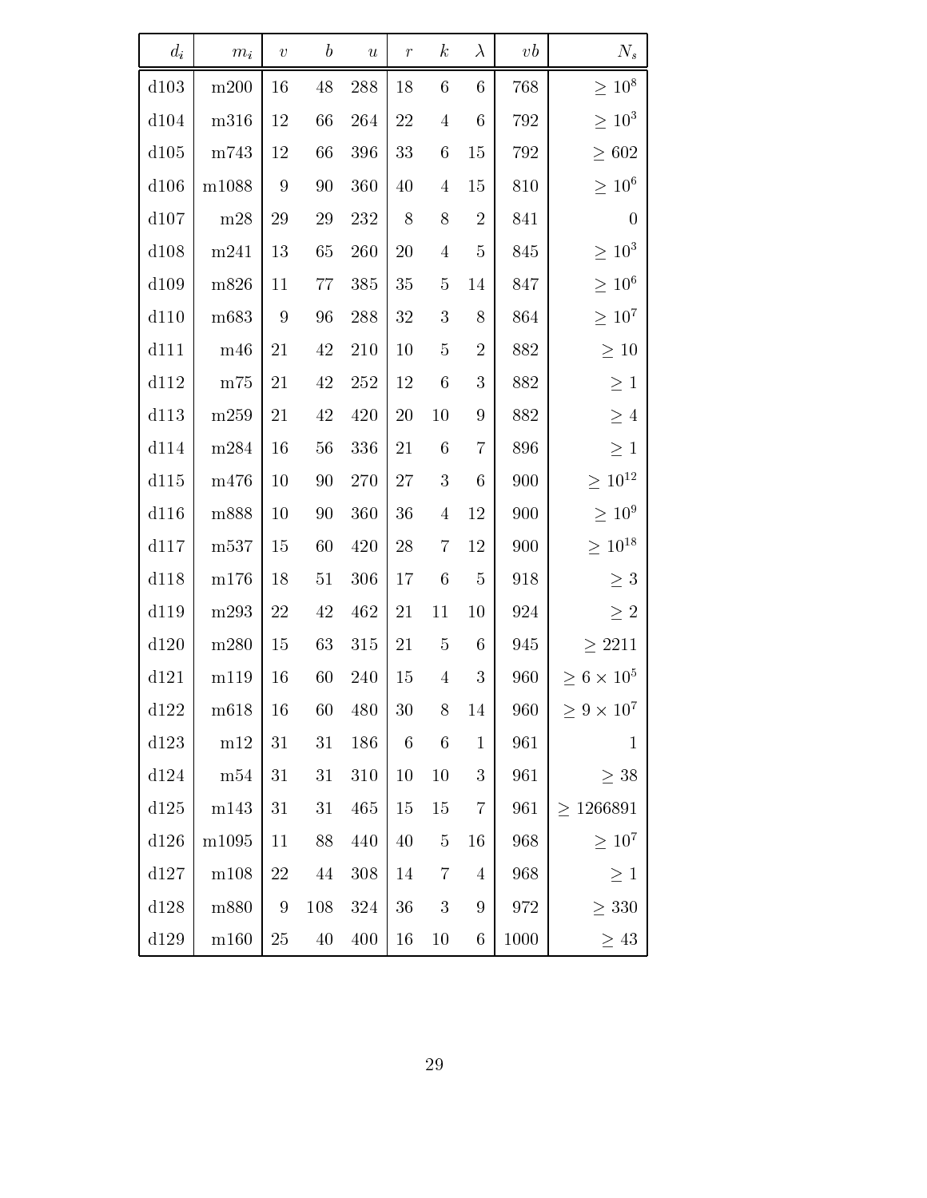| $d_i$ | $m_i$ | $v$ | $b$ | $u$ | $r$ | $k$ | $\lambda$ | $vb$ | $N_s$ |
|---|---|---|---|---|---|---|---|---|---|
| d103 | m200 | 16 | 48 | 288 | 18 | 6 | 6 | 768 | $\geq 10^8$ |
| d104 | m316 | 12 | 66 | 264 | 22 | 4 | 6 | 792 | $\geq 10^3$ |
| d105 | m743 | 12 | 66 | 396 | 33 | 6 | 15 | 792 | $\geq 602$ |
| d106 | m1088 | 9 | 90 | 360 | 40 | 4 | 15 | 810 | $\geq 10^6$ |
| d107 | m28 | 29 | 29 | 232 | 8 | 8 | 2 | 841 | 0 |
| d108 | m241 | 13 | 65 | 260 | 20 | 4 | 5 | 845 | $\geq 10^3$ |
| d109 | m826 | 11 | 77 | 385 | 35 | 5 | 14 | 847 | $\geq 10^6$ |
| d110 | m683 | 9 | 96 | 288 | 32 | 3 | 8 | 864 | $\geq 10^7$ |
| d111 | m46 | 21 | 42 | 210 | 10 | 5 | 2 | 882 | $\geq 10$ |
| d112 | m75 | 21 | 42 | 252 | 12 | 6 | 3 | 882 | $\geq 1$ |
| d113 | m259 | 21 | 42 | 420 | 20 | 10 | 9 | 882 | $\geq 4$ |
| d114 | m284 | 16 | 56 | 336 | 21 | 6 | 7 | 896 | $\geq 1$ |
| d115 | m476 | 10 | 90 | 270 | 27 | 3 | 6 | 900 | $\geq 10^{12}$ |
| d116 | m888 | 10 | 90 | 360 | 36 | 4 | 12 | 900 | $\geq 10^9$ |
| d117 | m537 | 15 | 60 | 420 | 28 | 7 | 12 | 900 | $\geq 10^{18}$ |
| d118 | m176 | 18 | 51 | 306 | 17 | 6 | 5 | 918 | $\geq 3$ |
| d119 | m293 | 22 | 42 | 462 | 21 | 11 | 10 | 924 | $\geq 2$ |
| d120 | m280 | 15 | 63 | 315 | 21 | 5 | 6 | 945 | $\geq 2211$ |
| d121 | m119 | 16 | 60 | 240 | 15 | 4 | 3 | 960 | $\geq 6 \times 10^5$ |
| d122 | m618 | 16 | 60 | 480 | 30 | 8 | 14 | 960 | $\geq 9 \times 10^7$ |
| d123 | m12 | 31 | 31 | 186 | 6 | 6 | 1 | 961 | 1 |
| d124 | m54 | 31 | 31 | 310 | 10 | 10 | 3 | 961 | $\geq 38$ |
| d125 | m143 | 31 | 31 | 465 | 15 | 15 | 7 | 961 | $\geq 1266891$ |
| d126 | m1095 | 11 | 88 | 440 | 40 | 5 | 16 | 968 | $\geq 10^7$ |
| d127 | m108 | 22 | 44 | 308 | 14 | 7 | 4 | 968 | $\geq 1$ |
| d128 | m880 | 9 | 108 | 324 | 36 | 3 | 9 | 972 | $\geq 330$ |
| d129 | m160 | 25 | 40 | 400 | 16 | 10 | 6 | 1000 | $\geq 43$ |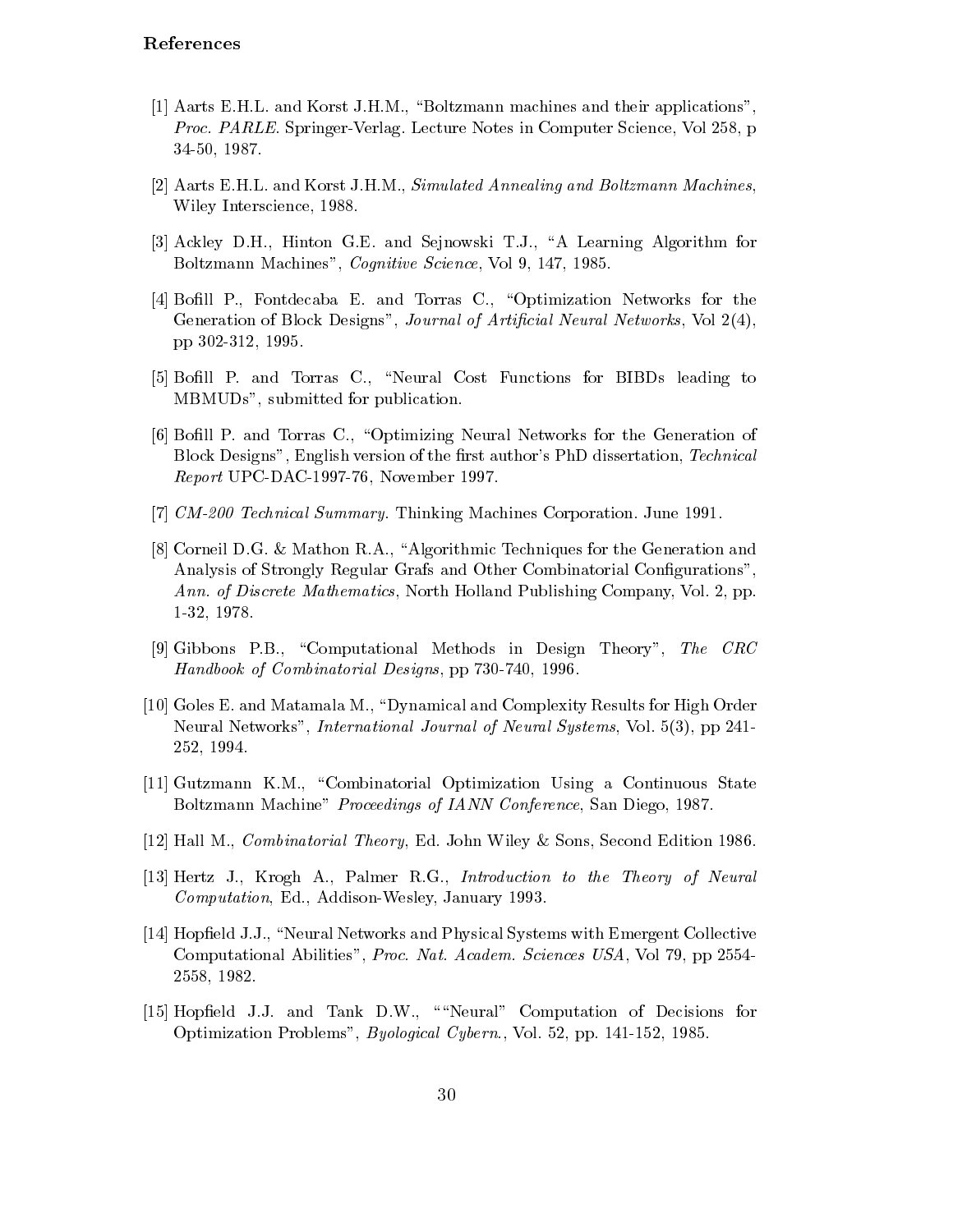**References**

[1] Aarts E.H.L. and Korst J.H.M., "Boltzmann machines and their applications", *Proc. PARLE.* Springer-Verlag. Lecture Notes in Computer Science, Vol 258, p 34-50, 1987.

[2] Aarts E.H.L. and Korst J.H.M., *Simulated Annealing and Boltzmann Machines*, Wiley Interscience, 1988.

[3] Ackley D.H., Hinton G.E. and Sejnowski T.J., "A Learning Algorithm for Boltzmann Machines", *Cognitive Science*, Vol 9, 147, 1985.

[4] Bofill P., Fontdecaba E. and Torras C., "Optimization Networks for the Generation of Block Designs", *Journal of Artificial Neural Networks*, Vol 2(4), pp 302-312, 1995.

[5] Bofill P. and Torras C., "Neural Cost Functions for BIBDs leading to MBMUDs", submitted for publication.

[6] Bofill P. and Torras C., "Optimizing Neural Networks for the Generation of Block Designs", English version of the first author's PhD dissertation, *Technical Report* UPC-DAC-1997-76, November 1997.

[7] *CM-200 Technical Summary.* Thinking Machines Corporation. June 1991.

[8] Corneil D.G. & Mathon R.A., "Algorithmic Techniques for the Generation and Analysis of Strongly Regular Grafs and Other Combinatorial Configurations", *Ann. of Discrete Mathematics*, North Holland Publishing Company, Vol. 2, pp. 1-32, 1978.

[9] Gibbons P.B., "Computational Methods in Design Theory", *The CRC Handbook of Combinatorial Designs*, pp 730-740, 1996.

[10] Goles E. and Matamala M., "Dynamical and Complexity Results for High Order Neural Networks", *International Journal of Neural Systems*, Vol. 5(3), pp 241-252, 1994.

[11] Gutzmann K.M., "Combinatorial Optimization Using a Continuous State Boltzmann Machine" *Proceedings of IANN Conference*, San Diego, 1987.

[12] Hall M., *Combinatorial Theory*, Ed. John Wiley & Sons, Second Edition 1986.

[13] Hertz J., Krogh A., Palmer R.G., *Introduction to the Theory of Neural Computation*, Ed., Addison-Wesley, January 1993.

[14] Hopfield J.J., "Neural Networks and Physical Systems with Emergent Collective Computational Abilities", *Proc. Nat. Academ. Sciences USA*, Vol 79, pp 2554-2558, 1982.

[15] Hopfield J.J. and Tank D.W., ""Neural" Computation of Decisions for Optimization Problems", *Byological Cybern.*, Vol. 52, pp. 141-152, 1985.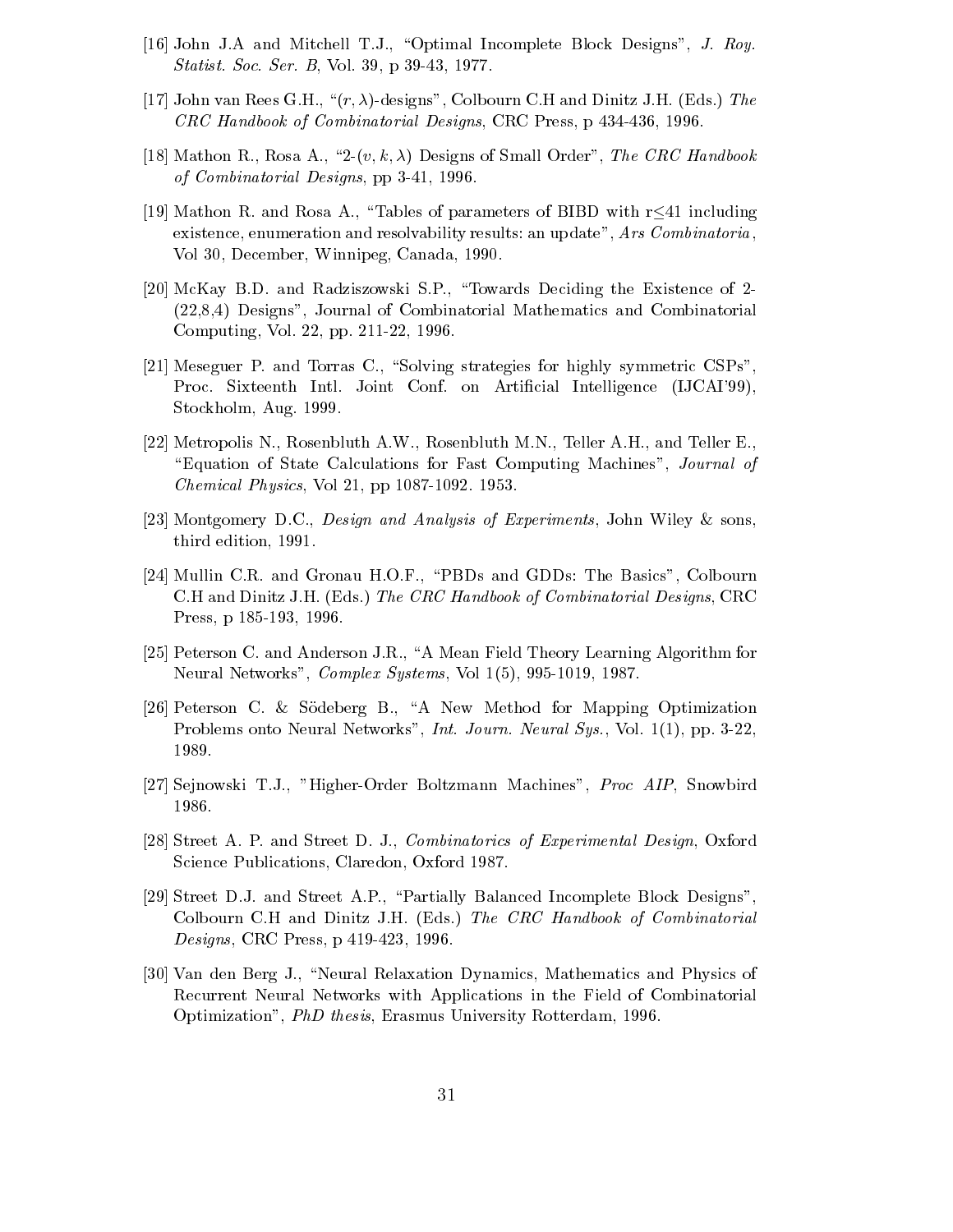[16] John J.A and Mitchell T.J., "Optimal Incomplete Block Designs", *J. Roy. Statist. Soc. Ser. B*, Vol. 39, p 39-43, 1977.

[17] John van Rees G.H., "$(r, \lambda)$-designs", Colbourn C.H and Dinitz J.H. (Eds.) *The CRC Handbook of Combinatorial Designs*, CRC Press, p 434-436, 1996.

[18] Mathon R., Rosa A., "2-$(v, k, \lambda)$ Designs of Small Order", *The CRC Handbook of Combinatorial Designs*, pp 3-41, 1996.

[19] Mathon R. and Rosa A., "Tables of parameters of BIBD with r$\leq$41 including existence, enumeration and resolvability results: an update", *Ars Combinatoria*, Vol 30, December, Winnipeg, Canada, 1990.

[20] McKay B.D. and Radziszowski S.P., "Towards Deciding the Existence of 2-(22,8,4) Designs", Journal of Combinatorial Mathematics and Combinatorial Computing, Vol. 22, pp. 211-22, 1996.

[21] Meseguer P. and Torras C., "Solving strategies for highly symmetric CSPs", Proc. Sixteenth Intl. Joint Conf. on Artificial Intelligence (IJCAI'99), Stockholm, Aug. 1999.

[22] Metropolis N., Rosenbluth A.W., Rosenbluth M.N., Teller A.H., and Teller E., "Equation of State Calculations for Fast Computing Machines", *Journal of Chemical Physics*, Vol 21, pp 1087-1092. 1953.

[23] Montgomery D.C., *Design and Analysis of Experiments*, John Wiley & sons, third edition, 1991.

[24] Mullin C.R. and Gronau H.O.F., "PBDs and GDDs: The Basics", Colbourn C.H and Dinitz J.H. (Eds.) *The CRC Handbook of Combinatorial Designs*, CRC Press, p 185-193, 1996.

[25] Peterson C. and Anderson J.R., "A Mean Field Theory Learning Algorithm for Neural Networks", *Complex Systems*, Vol 1(5), 995-1019, 1987.

[26] Peterson C. & Södeberg B., "A New Method for Mapping Optimization Problems onto Neural Networks", *Int. Journ. Neural Sys.*, Vol. 1(1), pp. 3-22, 1989.

[27] Sejnowski T.J., "Higher-Order Boltzmann Machines", *Proc AIP*, Snowbird 1986.

[28] Street A. P. and Street D. J., *Combinatorics of Experimental Design*, Oxford Science Publications, Claredon, Oxford 1987.

[29] Street D.J. and Street A.P., "Partially Balanced Incomplete Block Designs", Colbourn C.H and Dinitz J.H. (Eds.) *The CRC Handbook of Combinatorial Designs*, CRC Press, p 419-423, 1996.

[30] Van den Berg J., "Neural Relaxation Dynamics, Mathematics and Physics of Recurrent Neural Networks with Applications in the Field of Combinatorial Optimization", *PhD thesis*, Erasmus University Rotterdam, 1996.